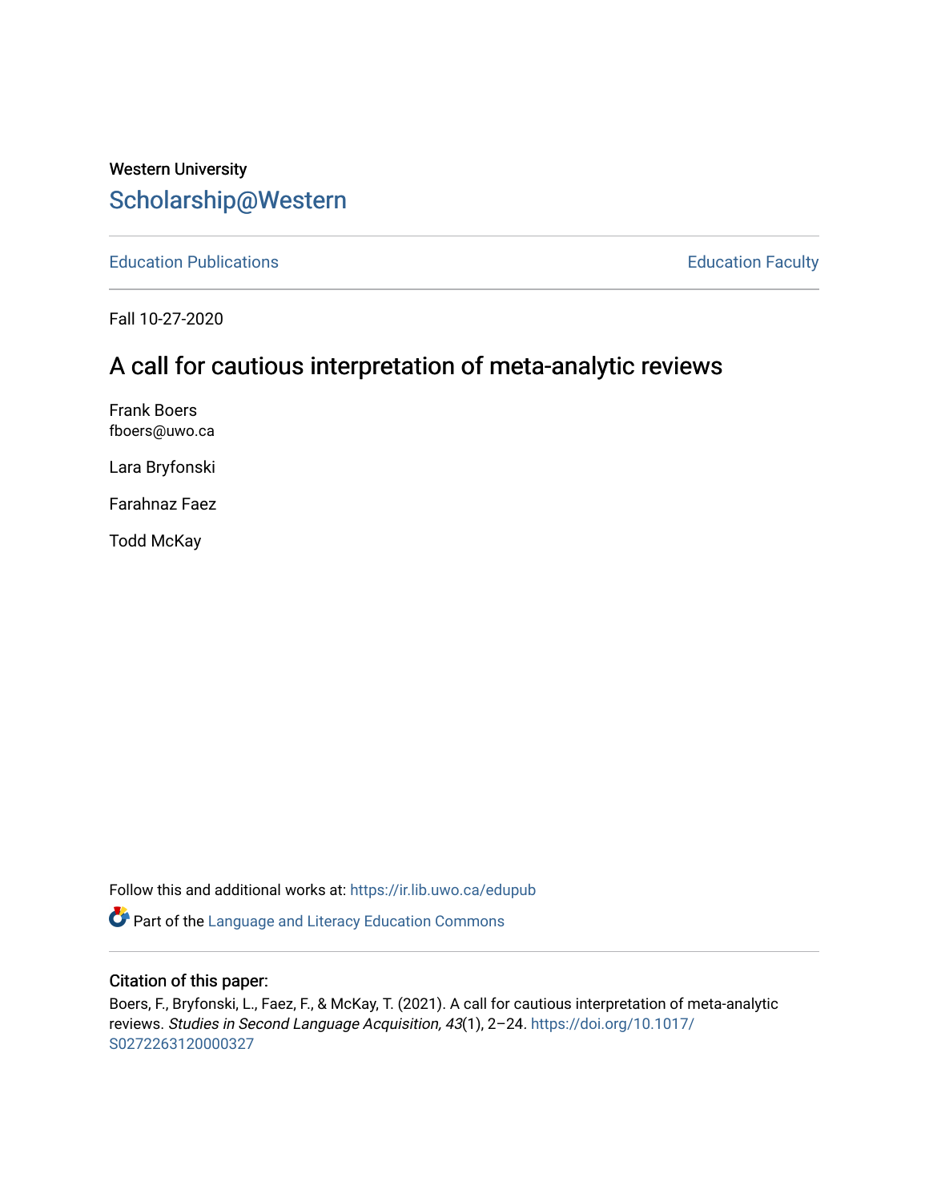Western University

# Scholarship@Western

Education Publications

Education Faculty

Fall 10-27-2020

## A call for cautious interpretation of meta-analytic reviews

Frank Boers
fboers@uwo.ca

Lara Bryfonski

Farahnaz Faez

Todd McKay

Follow this and additional works at: https://ir.lib.uwo.ca/edupub

Part of the Language and Literacy Education Commons

### Citation of this paper:

Boers, F., Bryfonski, L., Faez, F., & McKay, T. (2021). A call for cautious interpretation of meta-analytic reviews. *Studies in Second Language Acquisition, 43*(1), 2–24. https://doi.org/10.1017/S0272263120000327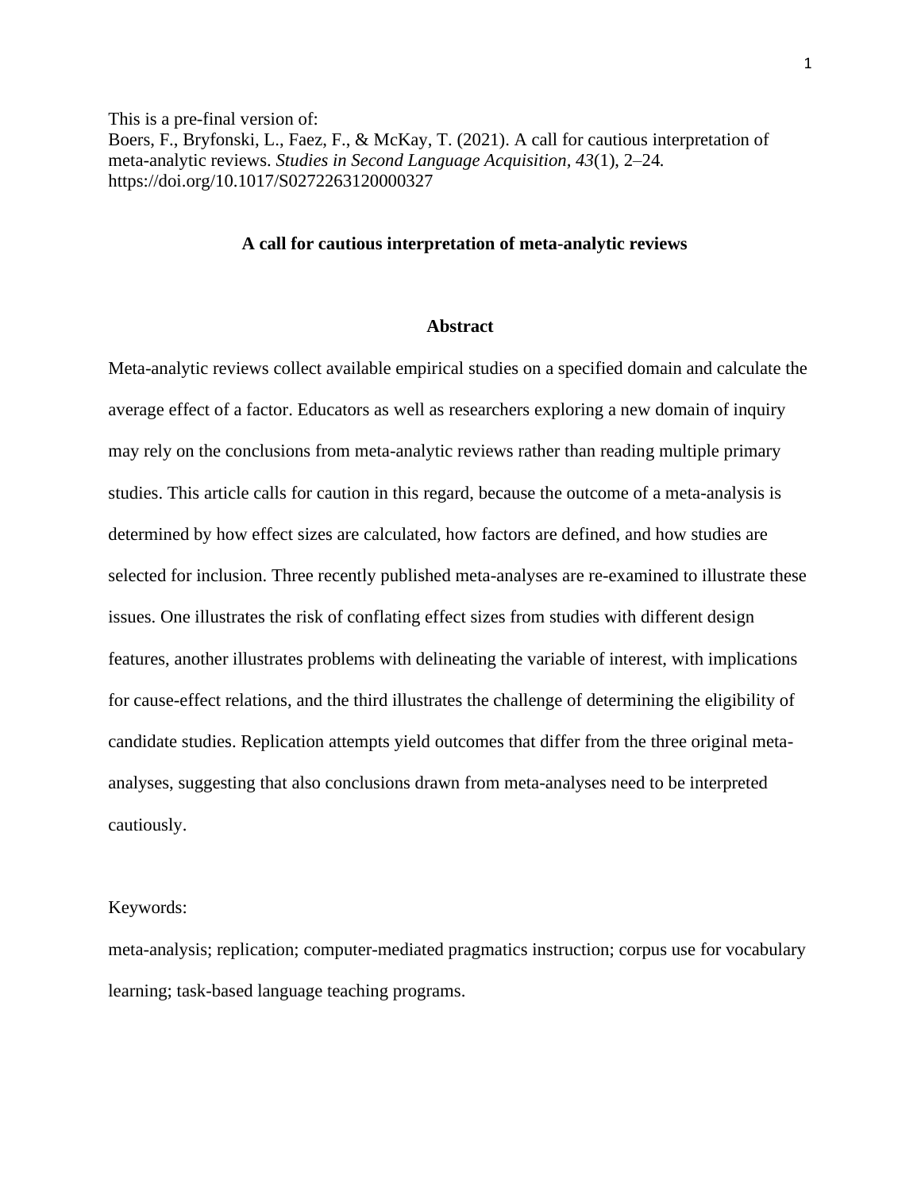This is a pre-final version of:
Boers, F., Bryfonski, L., Faez, F., & McKay, T. (2021). A call for cautious interpretation of meta-analytic reviews. *Studies in Second Language Acquisition*, *43*(1), 2–24. https://doi.org/10.1017/S0272263120000327

## A call for cautious interpretation of meta-analytic reviews

### Abstract

Meta-analytic reviews collect available empirical studies on a specified domain and calculate the average effect of a factor. Educators as well as researchers exploring a new domain of inquiry may rely on the conclusions from meta-analytic reviews rather than reading multiple primary studies. This article calls for caution in this regard, because the outcome of a meta-analysis is determined by how effect sizes are calculated, how factors are defined, and how studies are selected for inclusion. Three recently published meta-analyses are re-examined to illustrate these issues. One illustrates the risk of conflating effect sizes from studies with different design features, another illustrates problems with delineating the variable of interest, with implications for cause-effect relations, and the third illustrates the challenge of determining the eligibility of candidate studies. Replication attempts yield outcomes that differ from the three original meta-analyses, suggesting that also conclusions drawn from meta-analyses need to be interpreted cautiously.

Keywords:

meta-analysis; replication; computer-mediated pragmatics instruction; corpus use for vocabulary learning; task-based language teaching programs.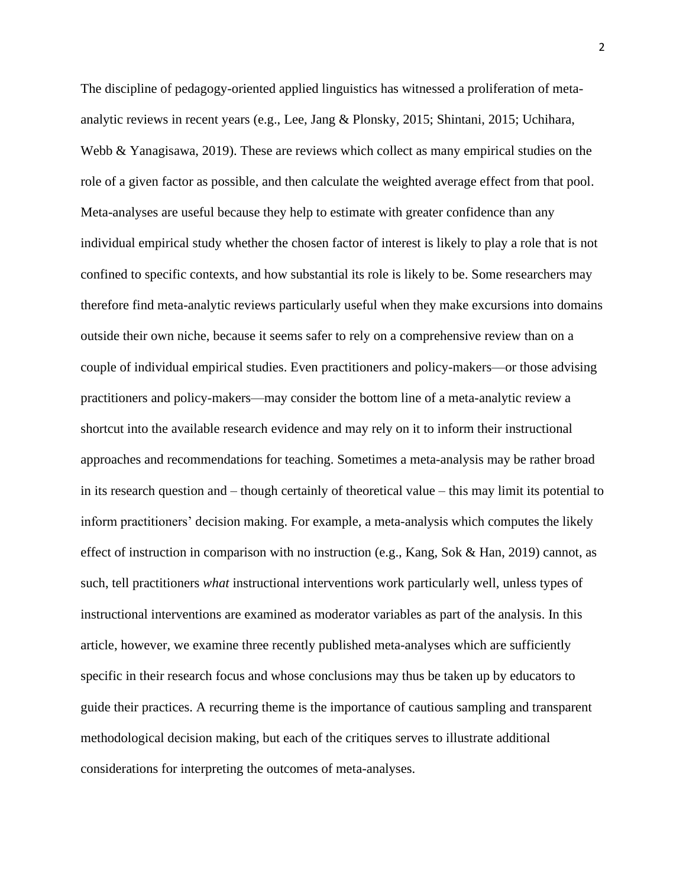The discipline of pedagogy-oriented applied linguistics has witnessed a proliferation of meta-analytic reviews in recent years (e.g., Lee, Jang & Plonsky, 2015; Shintani, 2015; Uchihara, Webb & Yanagisawa, 2019). These are reviews which collect as many empirical studies on the role of a given factor as possible, and then calculate the weighted average effect from that pool. Meta-analyses are useful because they help to estimate with greater confidence than any individual empirical study whether the chosen factor of interest is likely to play a role that is not confined to specific contexts, and how substantial its role is likely to be. Some researchers may therefore find meta-analytic reviews particularly useful when they make excursions into domains outside their own niche, because it seems safer to rely on a comprehensive review than on a couple of individual empirical studies. Even practitioners and policy-makers—or those advising practitioners and policy-makers—may consider the bottom line of a meta-analytic review a shortcut into the available research evidence and may rely on it to inform their instructional approaches and recommendations for teaching. Sometimes a meta-analysis may be rather broad in its research question and – though certainly of theoretical value – this may limit its potential to inform practitioners' decision making. For example, a meta-analysis which computes the likely effect of instruction in comparison with no instruction (e.g., Kang, Sok & Han, 2019) cannot, as such, tell practitioners *what* instructional interventions work particularly well, unless types of instructional interventions are examined as moderator variables as part of the analysis. In this article, however, we examine three recently published meta-analyses which are sufficiently specific in their research focus and whose conclusions may thus be taken up by educators to guide their practices. A recurring theme is the importance of cautious sampling and transparent methodological decision making, but each of the critiques serves to illustrate additional considerations for interpreting the outcomes of meta-analyses.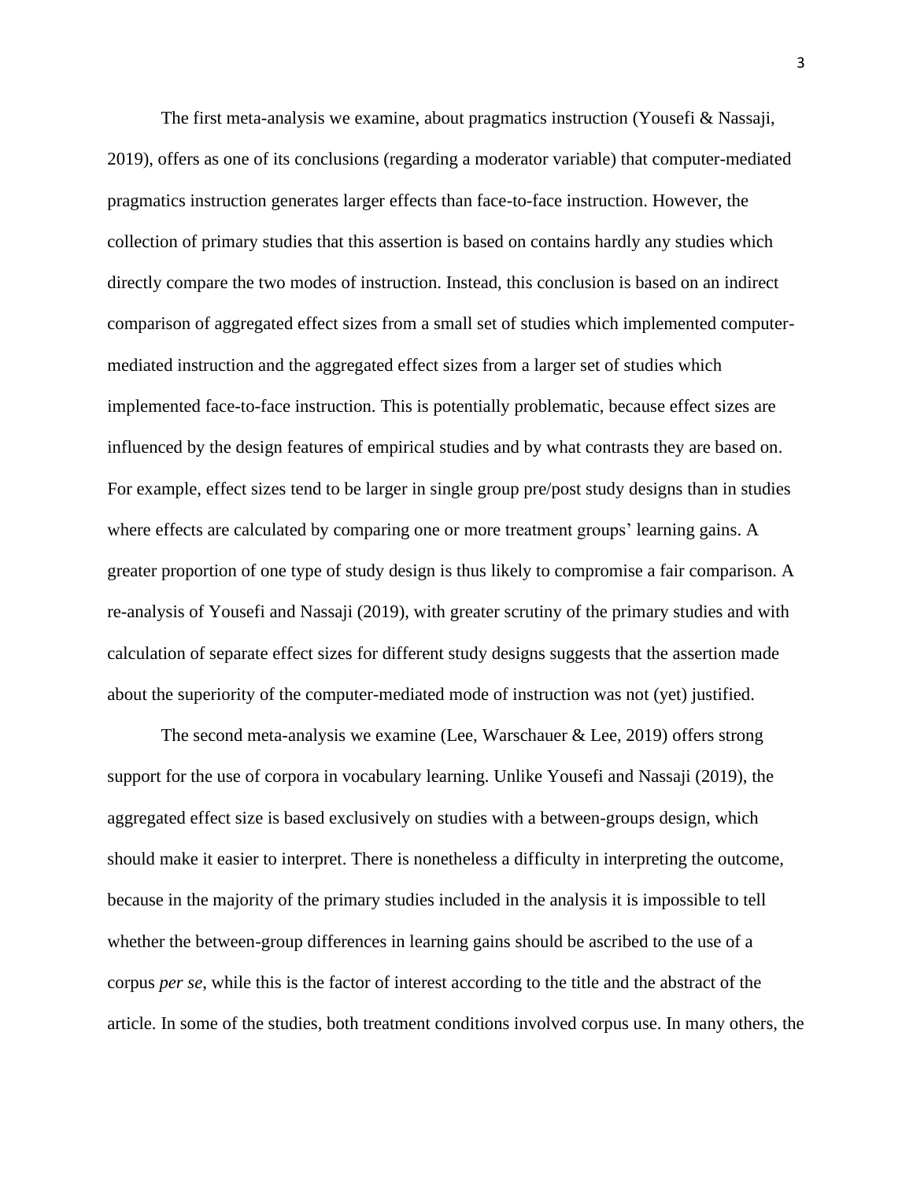The first meta-analysis we examine, about pragmatics instruction (Yousefi & Nassaji, 2019), offers as one of its conclusions (regarding a moderator variable) that computer-mediated pragmatics instruction generates larger effects than face-to-face instruction. However, the collection of primary studies that this assertion is based on contains hardly any studies which directly compare the two modes of instruction. Instead, this conclusion is based on an indirect comparison of aggregated effect sizes from a small set of studies which implemented computer-mediated instruction and the aggregated effect sizes from a larger set of studies which implemented face-to-face instruction. This is potentially problematic, because effect sizes are influenced by the design features of empirical studies and by what contrasts they are based on. For example, effect sizes tend to be larger in single group pre/post study designs than in studies where effects are calculated by comparing one or more treatment groups' learning gains. A greater proportion of one type of study design is thus likely to compromise a fair comparison. A re-analysis of Yousefi and Nassaji (2019), with greater scrutiny of the primary studies and with calculation of separate effect sizes for different study designs suggests that the assertion made about the superiority of the computer-mediated mode of instruction was not (yet) justified.

The second meta-analysis we examine (Lee, Warschauer & Lee, 2019) offers strong support for the use of corpora in vocabulary learning. Unlike Yousefi and Nassaji (2019), the aggregated effect size is based exclusively on studies with a between-groups design, which should make it easier to interpret. There is nonetheless a difficulty in interpreting the outcome, because in the majority of the primary studies included in the analysis it is impossible to tell whether the between-group differences in learning gains should be ascribed to the use of a corpus *per se*, while this is the factor of interest according to the title and the abstract of the article. In some of the studies, both treatment conditions involved corpus use. In many others, the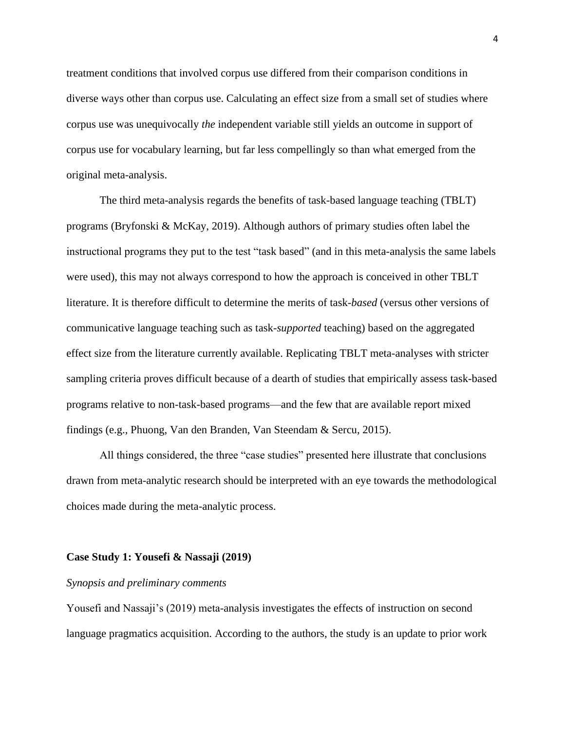treatment conditions that involved corpus use differed from their comparison conditions in diverse ways other than corpus use. Calculating an effect size from a small set of studies where corpus use was unequivocally *the* independent variable still yields an outcome in support of corpus use for vocabulary learning, but far less compellingly so than what emerged from the original meta-analysis.

The third meta-analysis regards the benefits of task-based language teaching (TBLT) programs (Bryfonski & McKay, 2019). Although authors of primary studies often label the instructional programs they put to the test "task based" (and in this meta-analysis the same labels were used), this may not always correspond to how the approach is conceived in other TBLT literature. It is therefore difficult to determine the merits of task-*based* (versus other versions of communicative language teaching such as task-*supported* teaching) based on the aggregated effect size from the literature currently available. Replicating TBLT meta-analyses with stricter sampling criteria proves difficult because of a dearth of studies that empirically assess task-based programs relative to non-task-based programs—and the few that are available report mixed findings (e.g., Phuong, Van den Branden, Van Steendam & Sercu, 2015).

All things considered, the three "case studies" presented here illustrate that conclusions drawn from meta-analytic research should be interpreted with an eye towards the methodological choices made during the meta-analytic process.

## Case Study 1: Yousefi & Nassaji (2019)

### *Synopsis and preliminary comments*

Yousefi and Nassaji's (2019) meta-analysis investigates the effects of instruction on second language pragmatics acquisition. According to the authors, the study is an update to prior work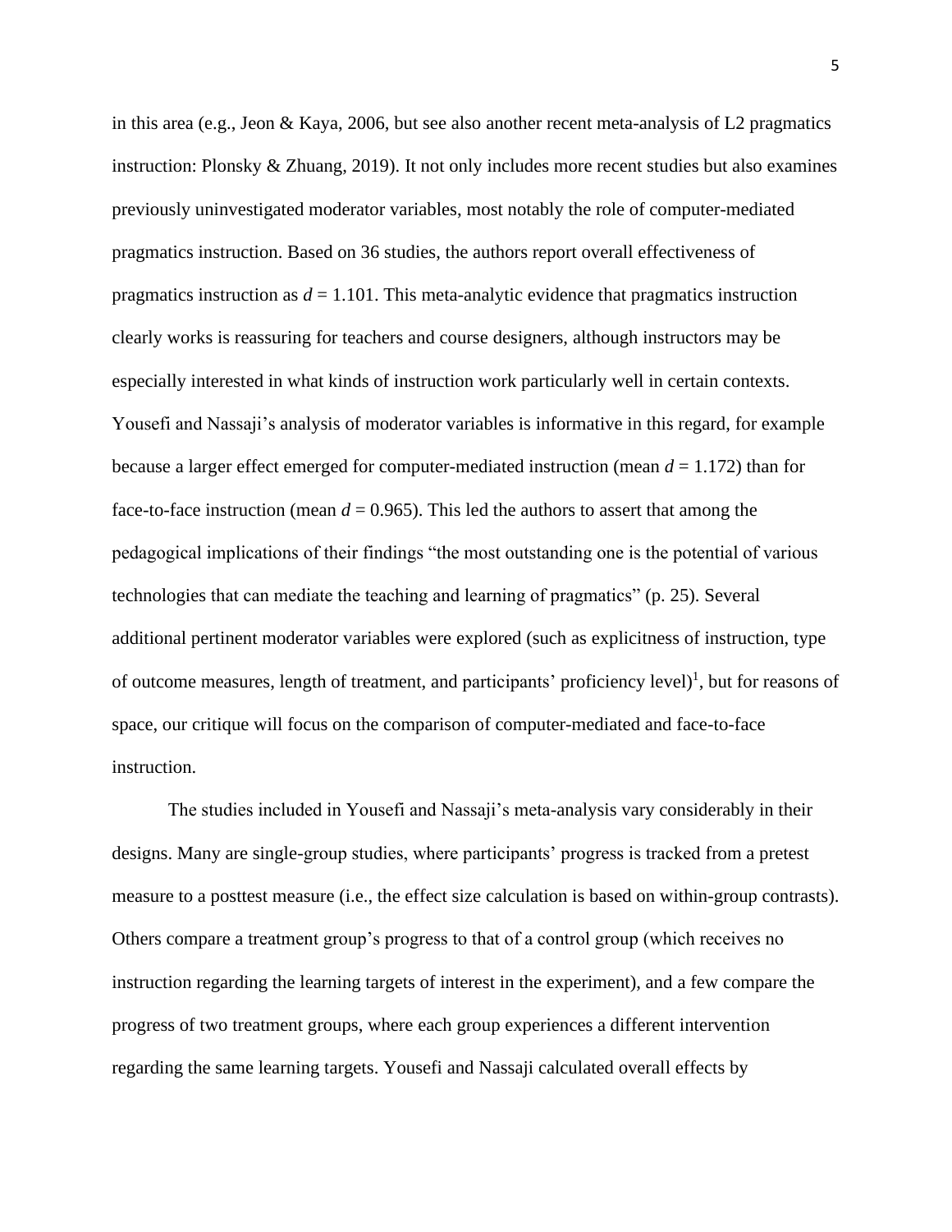in this area (e.g., Jeon & Kaya, 2006, but see also another recent meta-analysis of L2 pragmatics instruction: Plonsky & Zhuang, 2019). It not only includes more recent studies but also examines previously uninvestigated moderator variables, most notably the role of computer-mediated pragmatics instruction. Based on 36 studies, the authors report overall effectiveness of pragmatics instruction as $d = 1.101$. This meta-analytic evidence that pragmatics instruction clearly works is reassuring for teachers and course designers, although instructors may be especially interested in what kinds of instruction work particularly well in certain contexts. Yousefi and Nassaji's analysis of moderator variables is informative in this regard, for example because a larger effect emerged for computer-mediated instruction (mean $d = 1.172$) than for face-to-face instruction (mean $d = 0.965$). This led the authors to assert that among the pedagogical implications of their findings "the most outstanding one is the potential of various technologies that can mediate the teaching and learning of pragmatics" (p. 25). Several additional pertinent moderator variables were explored (such as explicitness of instruction, type of outcome measures, length of treatment, and participants' proficiency level)[1], but for reasons of space, our critique will focus on the comparison of computer-mediated and face-to-face instruction.

The studies included in Yousefi and Nassaji's meta-analysis vary considerably in their designs. Many are single-group studies, where participants' progress is tracked from a pretest measure to a posttest measure (i.e., the effect size calculation is based on within-group contrasts). Others compare a treatment group's progress to that of a control group (which receives no instruction regarding the learning targets of interest in the experiment), and a few compare the progress of two treatment groups, where each group experiences a different intervention regarding the same learning targets. Yousefi and Nassaji calculated overall effects by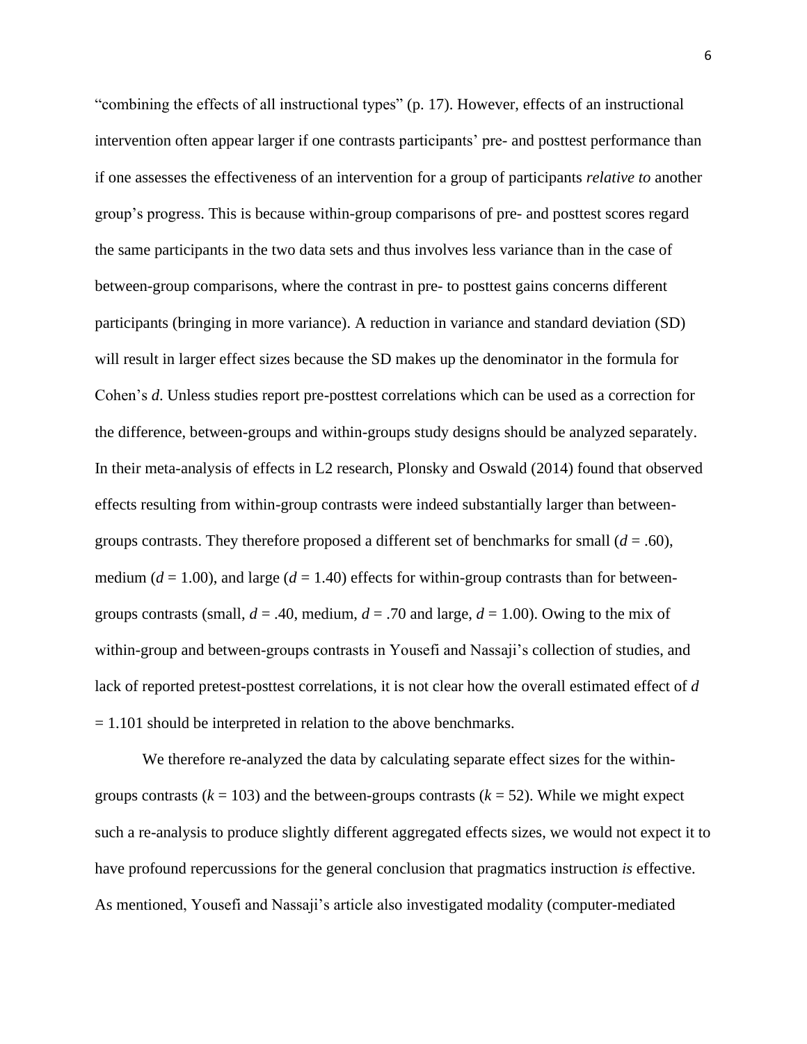"combining the effects of all instructional types" (p. 17). However, effects of an instructional intervention often appear larger if one contrasts participants' pre- and posttest performance than if one assesses the effectiveness of an intervention for a group of participants *relative to* another group's progress. This is because within-group comparisons of pre- and posttest scores regard the same participants in the two data sets and thus involves less variance than in the case of between-group comparisons, where the contrast in pre- to posttest gains concerns different participants (bringing in more variance). A reduction in variance and standard deviation (SD) will result in larger effect sizes because the SD makes up the denominator in the formula for Cohen's $d$. Unless studies report pre-posttest correlations which can be used as a correction for the difference, between-groups and within-groups study designs should be analyzed separately. In their meta-analysis of effects in L2 research, Plonsky and Oswald (2014) found that observed effects resulting from within-group contrasts were indeed substantially larger than between-groups contrasts. They therefore proposed a different set of benchmarks for small ($d = .60$), medium ($d = 1.00$), and large ($d = 1.40$) effects for within-group contrasts than for between-groups contrasts (small, $d = .40$, medium, $d = .70$ and large, $d = 1.00$). Owing to the mix of within-group and between-groups contrasts in Yousefi and Nassaji's collection of studies, and lack of reported pretest-posttest correlations, it is not clear how the overall estimated effect of $d = 1.101$ should be interpreted in relation to the above benchmarks.

We therefore re-analyzed the data by calculating separate effect sizes for the within-groups contrasts ($k = 103$) and the between-groups contrasts ($k = 52$). While we might expect such a re-analysis to produce slightly different aggregated effects sizes, we would not expect it to have profound repercussions for the general conclusion that pragmatics instruction *is* effective. As mentioned, Yousefi and Nassaji's article also investigated modality (computer-mediated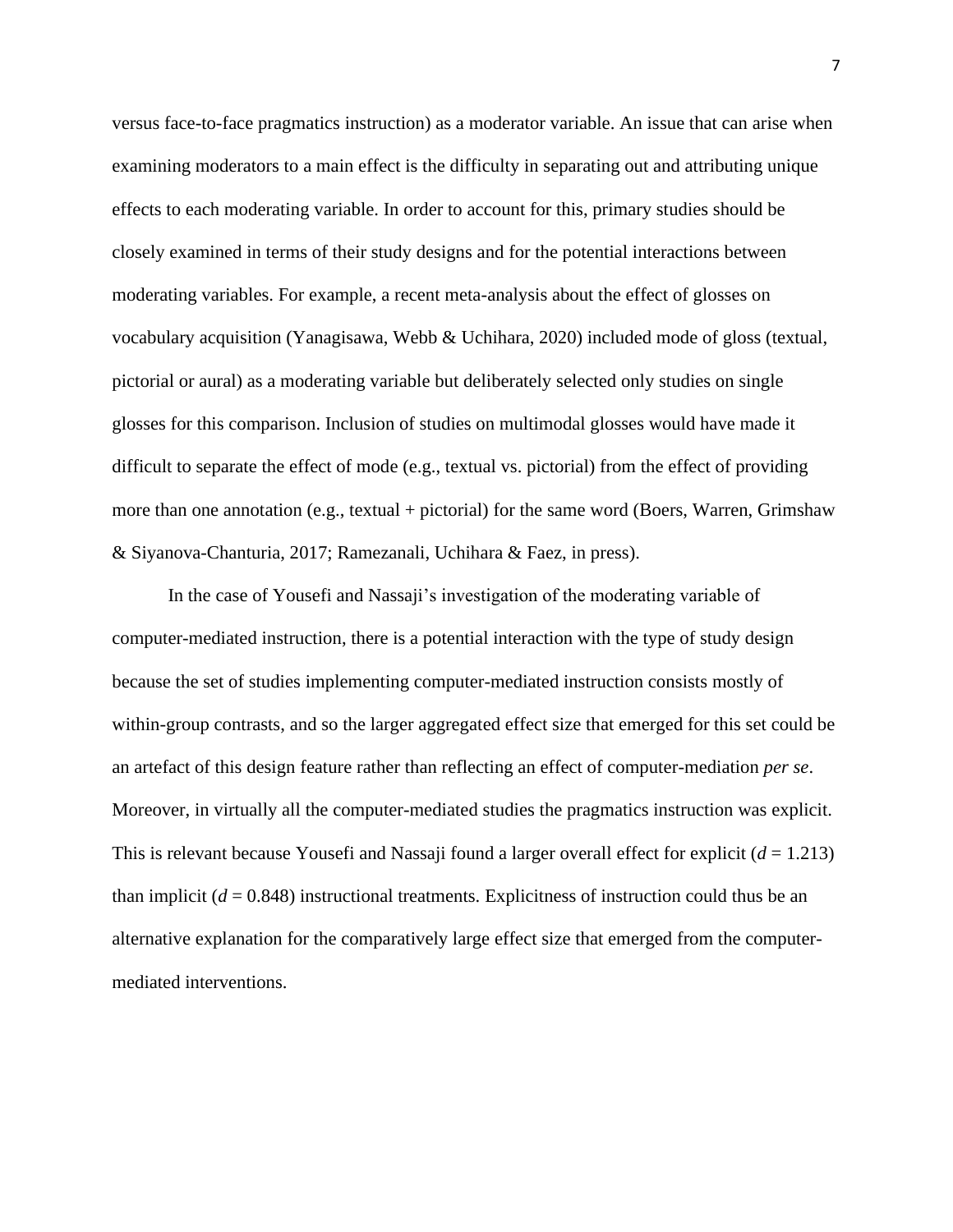versus face-to-face pragmatics instruction) as a moderator variable. An issue that can arise when examining moderators to a main effect is the difficulty in separating out and attributing unique effects to each moderating variable. In order to account for this, primary studies should be closely examined in terms of their study designs and for the potential interactions between moderating variables. For example, a recent meta-analysis about the effect of glosses on vocabulary acquisition (Yanagisawa, Webb & Uchihara, 2020) included mode of gloss (textual, pictorial or aural) as a moderating variable but deliberately selected only studies on single glosses for this comparison. Inclusion of studies on multimodal glosses would have made it difficult to separate the effect of mode (e.g., textual vs. pictorial) from the effect of providing more than one annotation (e.g., textual + pictorial) for the same word (Boers, Warren, Grimshaw & Siyanova-Chanturia, 2017; Ramezanali, Uchihara & Faez, in press).

In the case of Yousefi and Nassaji's investigation of the moderating variable of computer-mediated instruction, there is a potential interaction with the type of study design because the set of studies implementing computer-mediated instruction consists mostly of within-group contrasts, and so the larger aggregated effect size that emerged for this set could be an artefact of this design feature rather than reflecting an effect of computer-mediation *per se*. Moreover, in virtually all the computer-mediated studies the pragmatics instruction was explicit. This is relevant because Yousefi and Nassaji found a larger overall effect for explicit ($d = 1.213$) than implicit ($d = 0.848$) instructional treatments. Explicitness of instruction could thus be an alternative explanation for the comparatively large effect size that emerged from the computer-mediated interventions.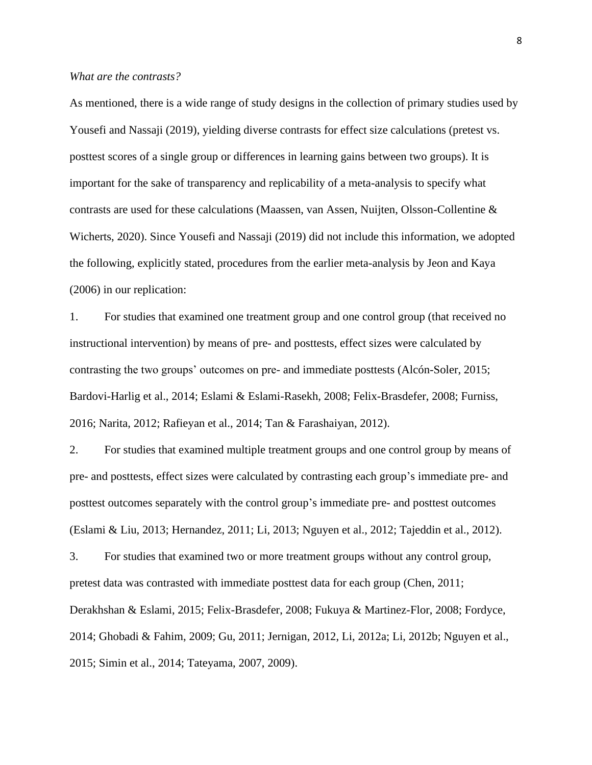*What are the contrasts?*

As mentioned, there is a wide range of study designs in the collection of primary studies used by Yousefi and Nassaji (2019), yielding diverse contrasts for effect size calculations (pretest vs. posttest scores of a single group or differences in learning gains between two groups). It is important for the sake of transparency and replicability of a meta-analysis to specify what contrasts are used for these calculations (Maassen, van Assen, Nuijten, Olsson-Collentine & Wicherts, 2020). Since Yousefi and Nassaji (2019) did not include this information, we adopted the following, explicitly stated, procedures from the earlier meta-analysis by Jeon and Kaya (2006) in our replication:

1. For studies that examined one treatment group and one control group (that received no instructional intervention) by means of pre- and posttests, effect sizes were calculated by contrasting the two groups' outcomes on pre- and immediate posttests (Alcón-Soler, 2015; Bardovi-Harlig et al., 2014; Eslami & Eslami-Rasekh, 2008; Felix-Brasdefer, 2008; Furniss, 2016; Narita, 2012; Rafieyan et al., 2014; Tan & Farashaiyan, 2012).

2. For studies that examined multiple treatment groups and one control group by means of pre- and posttests, effect sizes were calculated by contrasting each group's immediate pre- and posttest outcomes separately with the control group's immediate pre- and posttest outcomes (Eslami & Liu, 2013; Hernandez, 2011; Li, 2013; Nguyen et al., 2012; Tajeddin et al., 2012).

3. For studies that examined two or more treatment groups without any control group, pretest data was contrasted with immediate posttest data for each group (Chen, 2011; Derakhshan & Eslami, 2015; Felix-Brasdefer, 2008; Fukuya & Martinez-Flor, 2008; Fordyce, 2014; Ghobadi & Fahim, 2009; Gu, 2011; Jernigan, 2012, Li, 2012a; Li, 2012b; Nguyen et al., 2015; Simin et al., 2014; Tateyama, 2007, 2009).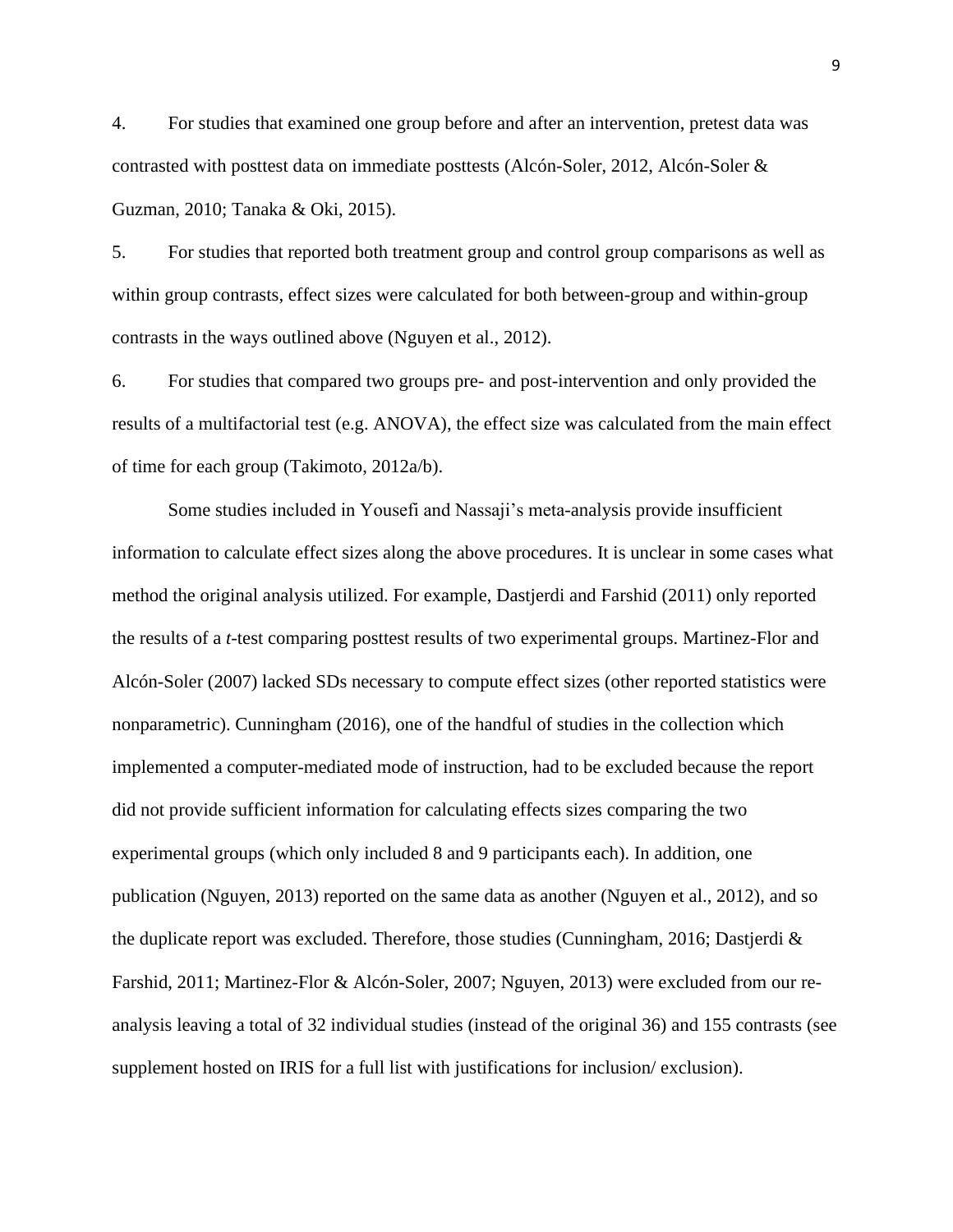4. For studies that examined one group before and after an intervention, pretest data was contrasted with posttest data on immediate posttests (Alcón-Soler, 2012, Alcón-Soler & Guzman, 2010; Tanaka & Oki, 2015).

5. For studies that reported both treatment group and control group comparisons as well as within group contrasts, effect sizes were calculated for both between-group and within-group contrasts in the ways outlined above (Nguyen et al., 2012).

6. For studies that compared two groups pre- and post-intervention and only provided the results of a multifactorial test (e.g. ANOVA), the effect size was calculated from the main effect of time for each group (Takimoto, 2012a/b).

Some studies included in Yousefi and Nassaji's meta-analysis provide insufficient information to calculate effect sizes along the above procedures. It is unclear in some cases what method the original analysis utilized. For example, Dastjerdi and Farshid (2011) only reported the results of a *t*-test comparing posttest results of two experimental groups. Martinez-Flor and Alcón-Soler (2007) lacked SDs necessary to compute effect sizes (other reported statistics were nonparametric). Cunningham (2016), one of the handful of studies in the collection which implemented a computer-mediated mode of instruction, had to be excluded because the report did not provide sufficient information for calculating effects sizes comparing the two experimental groups (which only included 8 and 9 participants each). In addition, one publication (Nguyen, 2013) reported on the same data as another (Nguyen et al., 2012), and so the duplicate report was excluded. Therefore, those studies (Cunningham, 2016; Dastjerdi & Farshid, 2011; Martinez-Flor & Alcón-Soler, 2007; Nguyen, 2013) were excluded from our re-analysis leaving a total of 32 individual studies (instead of the original 36) and 155 contrasts (see supplement hosted on IRIS for a full list with justifications for inclusion/ exclusion).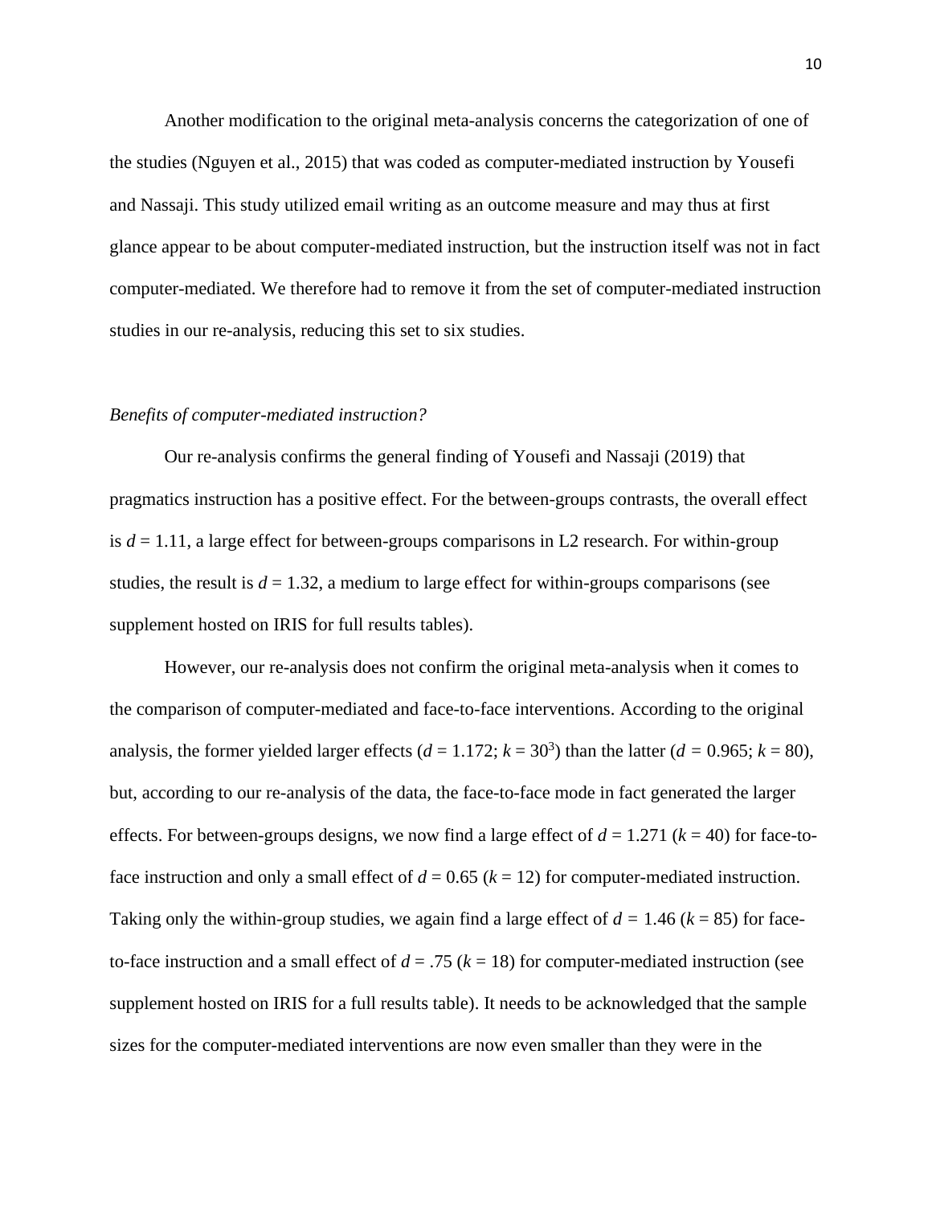Another modification to the original meta-analysis concerns the categorization of one of the studies (Nguyen et al., 2015) that was coded as computer-mediated instruction by Yousefi and Nassaji. This study utilized email writing as an outcome measure and may thus at first glance appear to be about computer-mediated instruction, but the instruction itself was not in fact computer-mediated. We therefore had to remove it from the set of computer-mediated instruction studies in our re-analysis, reducing this set to six studies.

*Benefits of computer-mediated instruction?*

Our re-analysis confirms the general finding of Yousefi and Nassaji (2019) that pragmatics instruction has a positive effect. For the between-groups contrasts, the overall effect is $d = 1.11$, a large effect for between-groups comparisons in L2 research. For within-group studies, the result is $d = 1.32$, a medium to large effect for within-groups comparisons (see supplement hosted on IRIS for full results tables).

However, our re-analysis does not confirm the original meta-analysis when it comes to the comparison of computer-mediated and face-to-face interventions. According to the original analysis, the former yielded larger effects ($d = 1.172$; $k = 30$[3]) than the latter ($d = 0.965$; $k = 80$), but, according to our re-analysis of the data, the face-to-face mode in fact generated the larger effects. For between-groups designs, we now find a large effect of $d = 1.271$ ($k = 40$) for face-to-face instruction and only a small effect of $d = 0.65$ ($k = 12$) for computer-mediated instruction. Taking only the within-group studies, we again find a large effect of $d = 1.46$ ($k = 85$) for face-to-face instruction and a small effect of $d = .75$ ($k = 18$) for computer-mediated instruction (see supplement hosted on IRIS for a full results table). It needs to be acknowledged that the sample sizes for the computer-mediated interventions are now even smaller than they were in the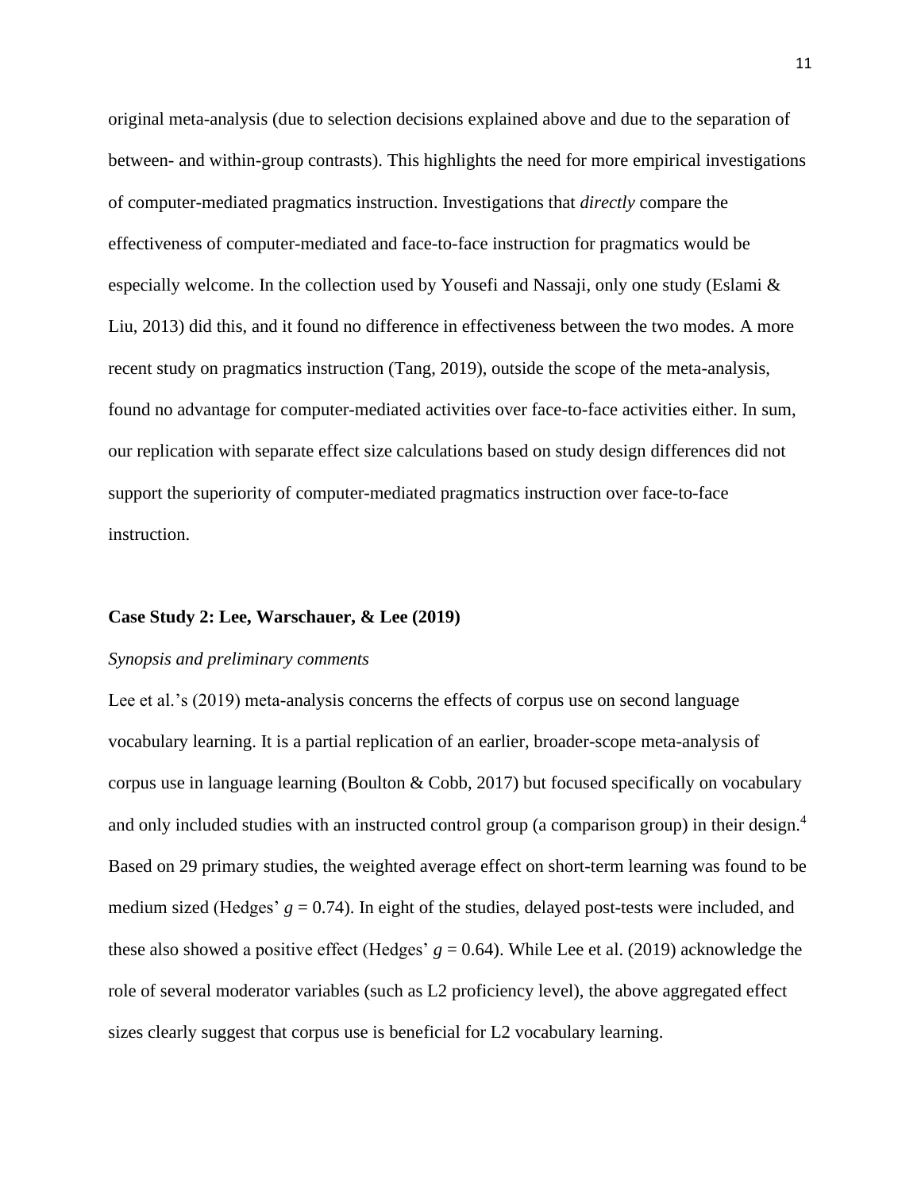original meta-analysis (due to selection decisions explained above and due to the separation of between- and within-group contrasts). This highlights the need for more empirical investigations of computer-mediated pragmatics instruction. Investigations that *directly* compare the effectiveness of computer-mediated and face-to-face instruction for pragmatics would be especially welcome. In the collection used by Yousefi and Nassaji, only one study (Eslami & Liu, 2013) did this, and it found no difference in effectiveness between the two modes. A more recent study on pragmatics instruction (Tang, 2019), outside the scope of the meta-analysis, found no advantage for computer-mediated activities over face-to-face activities either. In sum, our replication with separate effect size calculations based on study design differences did not support the superiority of computer-mediated pragmatics instruction over face-to-face instruction.

**Case Study 2: Lee, Warschauer, & Lee (2019)**

*Synopsis and preliminary comments*

Lee et al.'s (2019) meta-analysis concerns the effects of corpus use on second language vocabulary learning. It is a partial replication of an earlier, broader-scope meta-analysis of corpus use in language learning (Boulton & Cobb, 2017) but focused specifically on vocabulary and only included studies with an instructed control group (a comparison group) in their design.[4] Based on 29 primary studies, the weighted average effect on short-term learning was found to be medium sized (Hedges' $g$ = 0.74). In eight of the studies, delayed post-tests were included, and these also showed a positive effect (Hedges' $g$ = 0.64). While Lee et al. (2019) acknowledge the role of several moderator variables (such as L2 proficiency level), the above aggregated effect sizes clearly suggest that corpus use is beneficial for L2 vocabulary learning.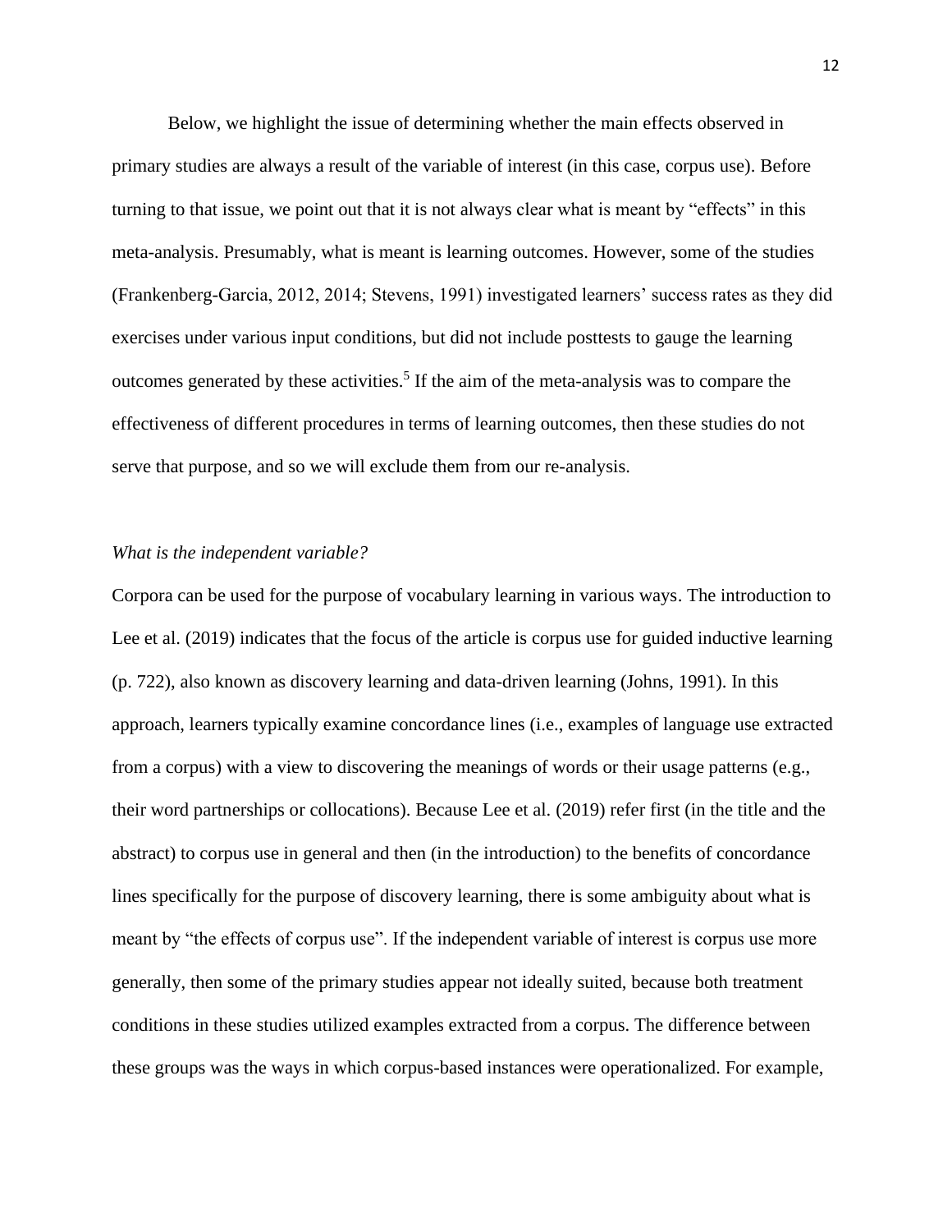Below, we highlight the issue of determining whether the main effects observed in primary studies are always a result of the variable of interest (in this case, corpus use). Before turning to that issue, we point out that it is not always clear what is meant by "effects" in this meta-analysis. Presumably, what is meant is learning outcomes. However, some of the studies (Frankenberg-Garcia, 2012, 2014; Stevens, 1991) investigated learners' success rates as they did exercises under various input conditions, but did not include posttests to gauge the learning outcomes generated by these activities.[5] If the aim of the meta-analysis was to compare the effectiveness of different procedures in terms of learning outcomes, then these studies do not serve that purpose, and so we will exclude them from our re-analysis.

*What is the independent variable?*

Corpora can be used for the purpose of vocabulary learning in various ways. The introduction to Lee et al. (2019) indicates that the focus of the article is corpus use for guided inductive learning (p. 722), also known as discovery learning and data-driven learning (Johns, 1991). In this approach, learners typically examine concordance lines (i.e., examples of language use extracted from a corpus) with a view to discovering the meanings of words or their usage patterns (e.g., their word partnerships or collocations). Because Lee et al. (2019) refer first (in the title and the abstract) to corpus use in general and then (in the introduction) to the benefits of concordance lines specifically for the purpose of discovery learning, there is some ambiguity about what is meant by "the effects of corpus use". If the independent variable of interest is corpus use more generally, then some of the primary studies appear not ideally suited, because both treatment conditions in these studies utilized examples extracted from a corpus. The difference between these groups was the ways in which corpus-based instances were operationalized. For example,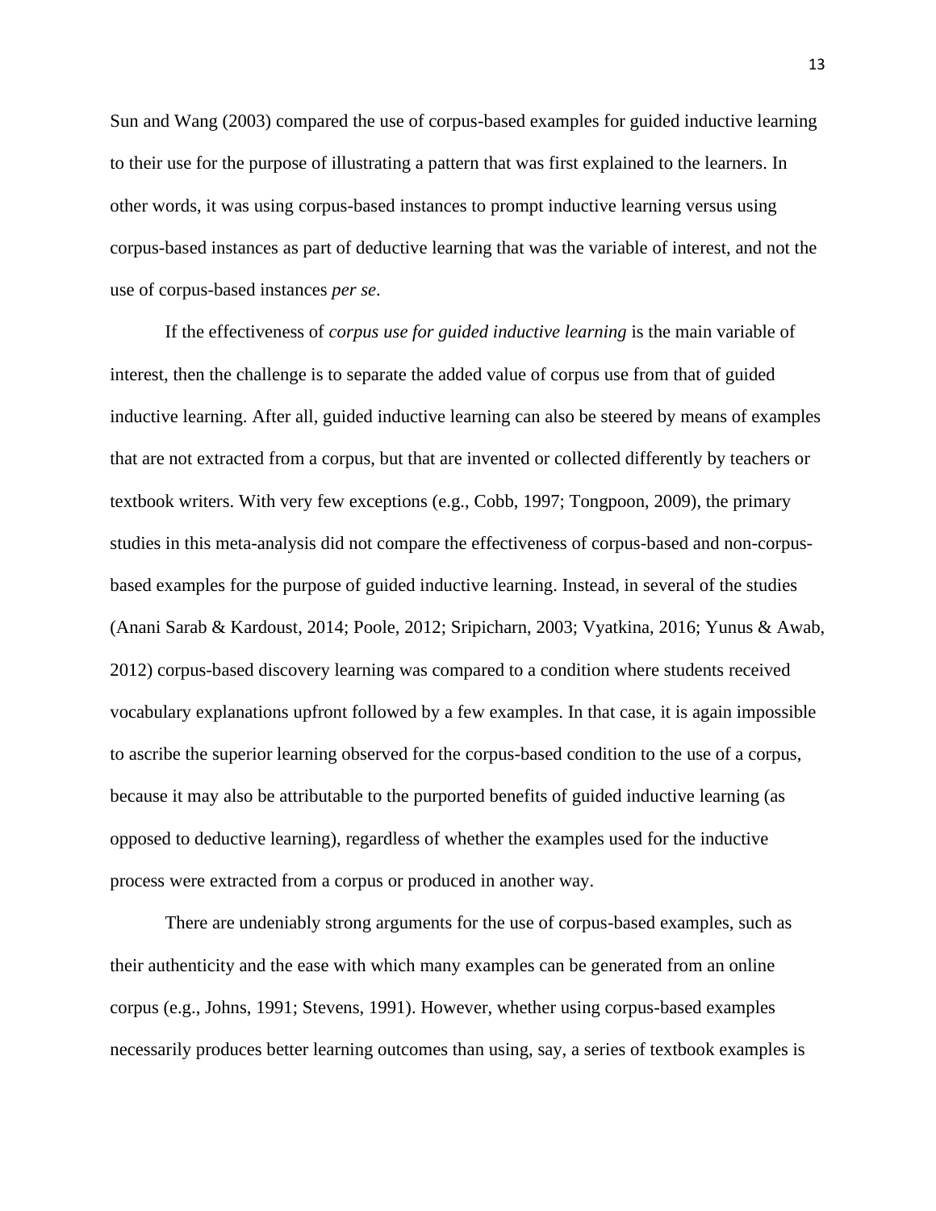Sun and Wang (2003) compared the use of corpus-based examples for guided inductive learning to their use for the purpose of illustrating a pattern that was first explained to the learners. In other words, it was using corpus-based instances to prompt inductive learning versus using corpus-based instances as part of deductive learning that was the variable of interest, and not the use of corpus-based instances *per se*.

If the effectiveness of *corpus use for guided inductive learning* is the main variable of interest, then the challenge is to separate the added value of corpus use from that of guided inductive learning. After all, guided inductive learning can also be steered by means of examples that are not extracted from a corpus, but that are invented or collected differently by teachers or textbook writers. With very few exceptions (e.g., Cobb, 1997; Tongpoon, 2009), the primary studies in this meta-analysis did not compare the effectiveness of corpus-based and non-corpus-based examples for the purpose of guided inductive learning. Instead, in several of the studies (Anani Sarab & Kardoust, 2014; Poole, 2012; Sripicharn, 2003; Vyatkina, 2016; Yunus & Awab, 2012) corpus-based discovery learning was compared to a condition where students received vocabulary explanations upfront followed by a few examples. In that case, it is again impossible to ascribe the superior learning observed for the corpus-based condition to the use of a corpus, because it may also be attributable to the purported benefits of guided inductive learning (as opposed to deductive learning), regardless of whether the examples used for the inductive process were extracted from a corpus or produced in another way.

There are undeniably strong arguments for the use of corpus-based examples, such as their authenticity and the ease with which many examples can be generated from an online corpus (e.g., Johns, 1991; Stevens, 1991). However, whether using corpus-based examples necessarily produces better learning outcomes than using, say, a series of textbook examples is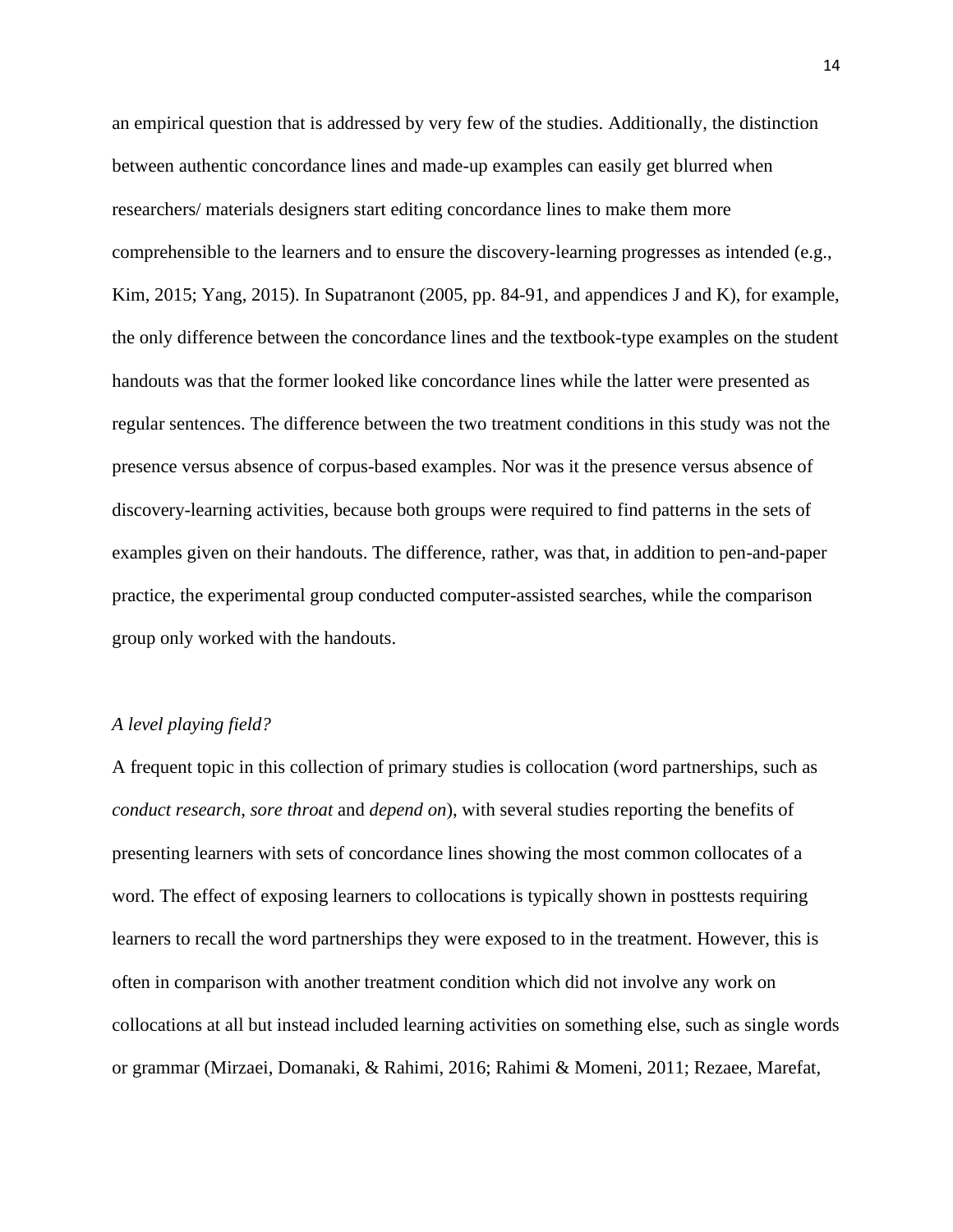an empirical question that is addressed by very few of the studies. Additionally, the distinction between authentic concordance lines and made-up examples can easily get blurred when researchers/ materials designers start editing concordance lines to make them more comprehensible to the learners and to ensure the discovery-learning progresses as intended (e.g., Kim, 2015; Yang, 2015). In Supatranont (2005, pp. 84-91, and appendices J and K), for example, the only difference between the concordance lines and the textbook-type examples on the student handouts was that the former looked like concordance lines while the latter were presented as regular sentences. The difference between the two treatment conditions in this study was not the presence versus absence of corpus-based examples. Nor was it the presence versus absence of discovery-learning activities, because both groups were required to find patterns in the sets of examples given on their handouts. The difference, rather, was that, in addition to pen-and-paper practice, the experimental group conducted computer-assisted searches, while the comparison group only worked with the handouts.

*A level playing field?*

A frequent topic in this collection of primary studies is collocation (word partnerships, such as *conduct research*, *sore throat* and *depend on*), with several studies reporting the benefits of presenting learners with sets of concordance lines showing the most common collocates of a word. The effect of exposing learners to collocations is typically shown in posttests requiring learners to recall the word partnerships they were exposed to in the treatment. However, this is often in comparison with another treatment condition which did not involve any work on collocations at all but instead included learning activities on something else, such as single words or grammar (Mirzaei, Domanaki, & Rahimi, 2016; Rahimi & Momeni, 2011; Rezaee, Marefat,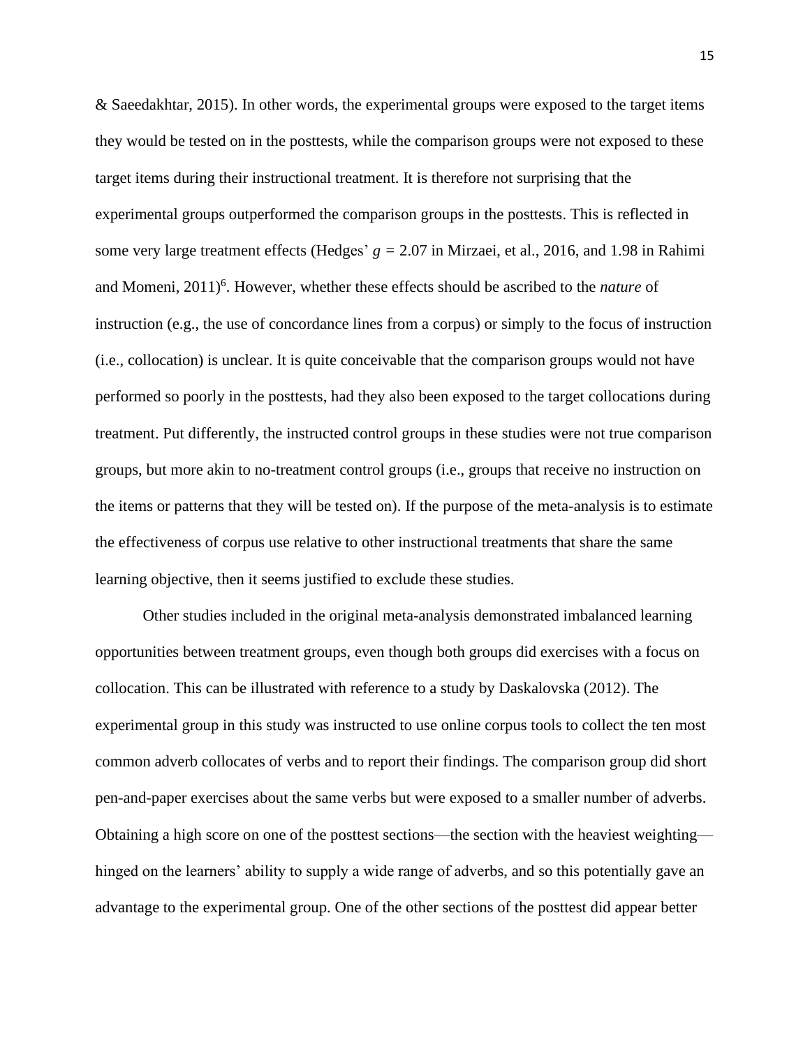& Saeedakhtar, 2015). In other words, the experimental groups were exposed to the target items they would be tested on in the posttests, while the comparison groups were not exposed to these target items during their instructional treatment. It is therefore not surprising that the experimental groups outperformed the comparison groups in the posttests. This is reflected in some very large treatment effects (Hedges' $g = 2.07$ in Mirzaei, et al., 2016, and 1.98 in Rahimi and Momeni, 2011)[6]. However, whether these effects should be ascribed to the *nature* of instruction (e.g., the use of concordance lines from a corpus) or simply to the focus of instruction (i.e., collocation) is unclear. It is quite conceivable that the comparison groups would not have performed so poorly in the posttests, had they also been exposed to the target collocations during treatment. Put differently, the instructed control groups in these studies were not true comparison groups, but more akin to no-treatment control groups (i.e., groups that receive no instruction on the items or patterns that they will be tested on). If the purpose of the meta-analysis is to estimate the effectiveness of corpus use relative to other instructional treatments that share the same learning objective, then it seems justified to exclude these studies.

Other studies included in the original meta-analysis demonstrated imbalanced learning opportunities between treatment groups, even though both groups did exercises with a focus on collocation. This can be illustrated with reference to a study by Daskalovska (2012). The experimental group in this study was instructed to use online corpus tools to collect the ten most common adverb collocates of verbs and to report their findings. The comparison group did short pen-and-paper exercises about the same verbs but were exposed to a smaller number of adverbs. Obtaining a high score on one of the posttest sections—the section with the heaviest weighting—hinged on the learners' ability to supply a wide range of adverbs, and so this potentially gave an advantage to the experimental group. One of the other sections of the posttest did appear better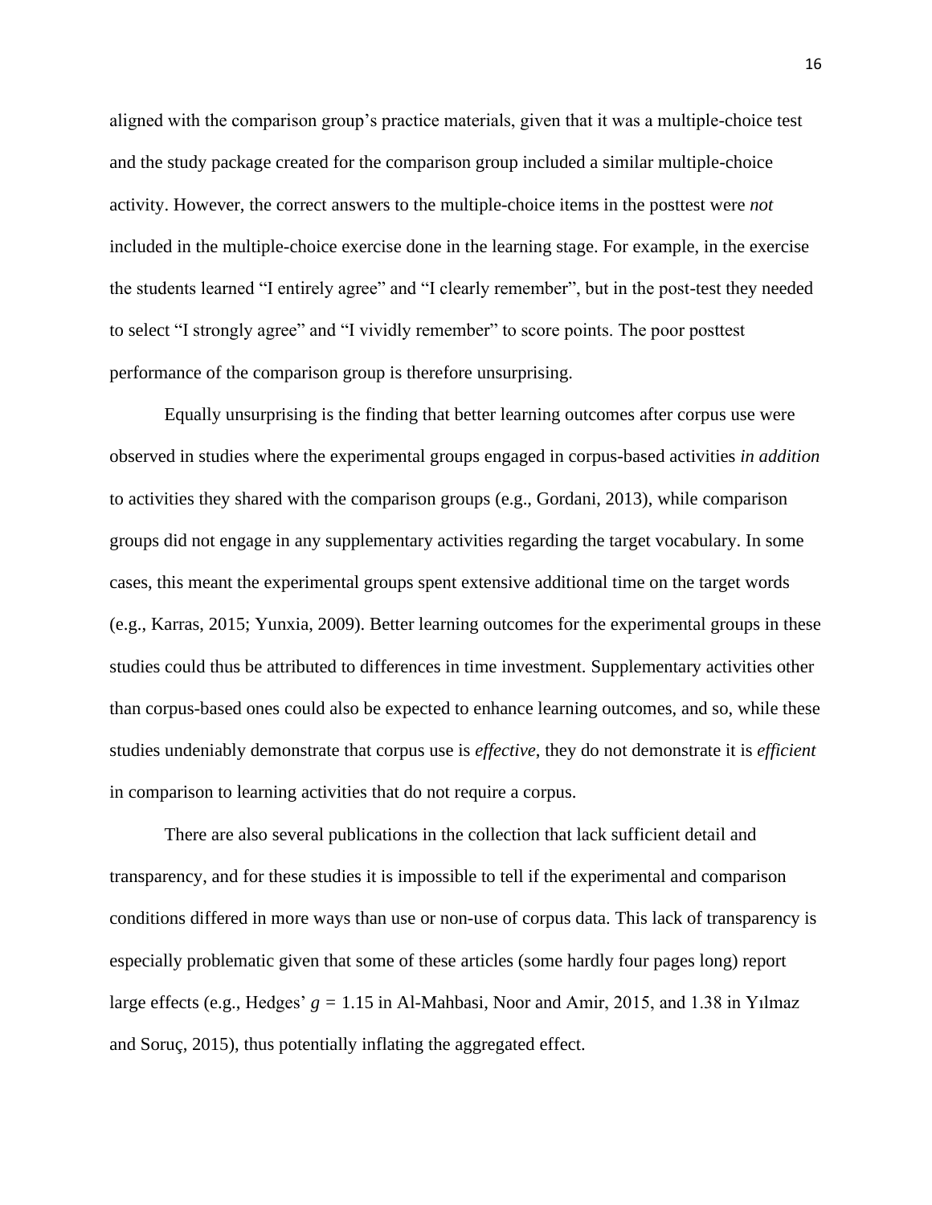aligned with the comparison group's practice materials, given that it was a multiple-choice test and the study package created for the comparison group included a similar multiple-choice activity. However, the correct answers to the multiple-choice items in the posttest were *not* included in the multiple-choice exercise done in the learning stage. For example, in the exercise the students learned "I entirely agree" and "I clearly remember", but in the post-test they needed to select "I strongly agree" and "I vividly remember" to score points. The poor posttest performance of the comparison group is therefore unsurprising.

Equally unsurprising is the finding that better learning outcomes after corpus use were observed in studies where the experimental groups engaged in corpus-based activities *in addition* to activities they shared with the comparison groups (e.g., Gordani, 2013), while comparison groups did not engage in any supplementary activities regarding the target vocabulary. In some cases, this meant the experimental groups spent extensive additional time on the target words (e.g., Karras, 2015; Yunxia, 2009). Better learning outcomes for the experimental groups in these studies could thus be attributed to differences in time investment. Supplementary activities other than corpus-based ones could also be expected to enhance learning outcomes, and so, while these studies undeniably demonstrate that corpus use is *effective*, they do not demonstrate it is *efficient* in comparison to learning activities that do not require a corpus.

There are also several publications in the collection that lack sufficient detail and transparency, and for these studies it is impossible to tell if the experimental and comparison conditions differed in more ways than use or non-use of corpus data. This lack of transparency is especially problematic given that some of these articles (some hardly four pages long) report large effects (e.g., Hedges' $g = 1.15$ in Al-Mahbasi, Noor and Amir, 2015, and 1.38 in Yılmaz and Soruç, 2015), thus potentially inflating the aggregated effect.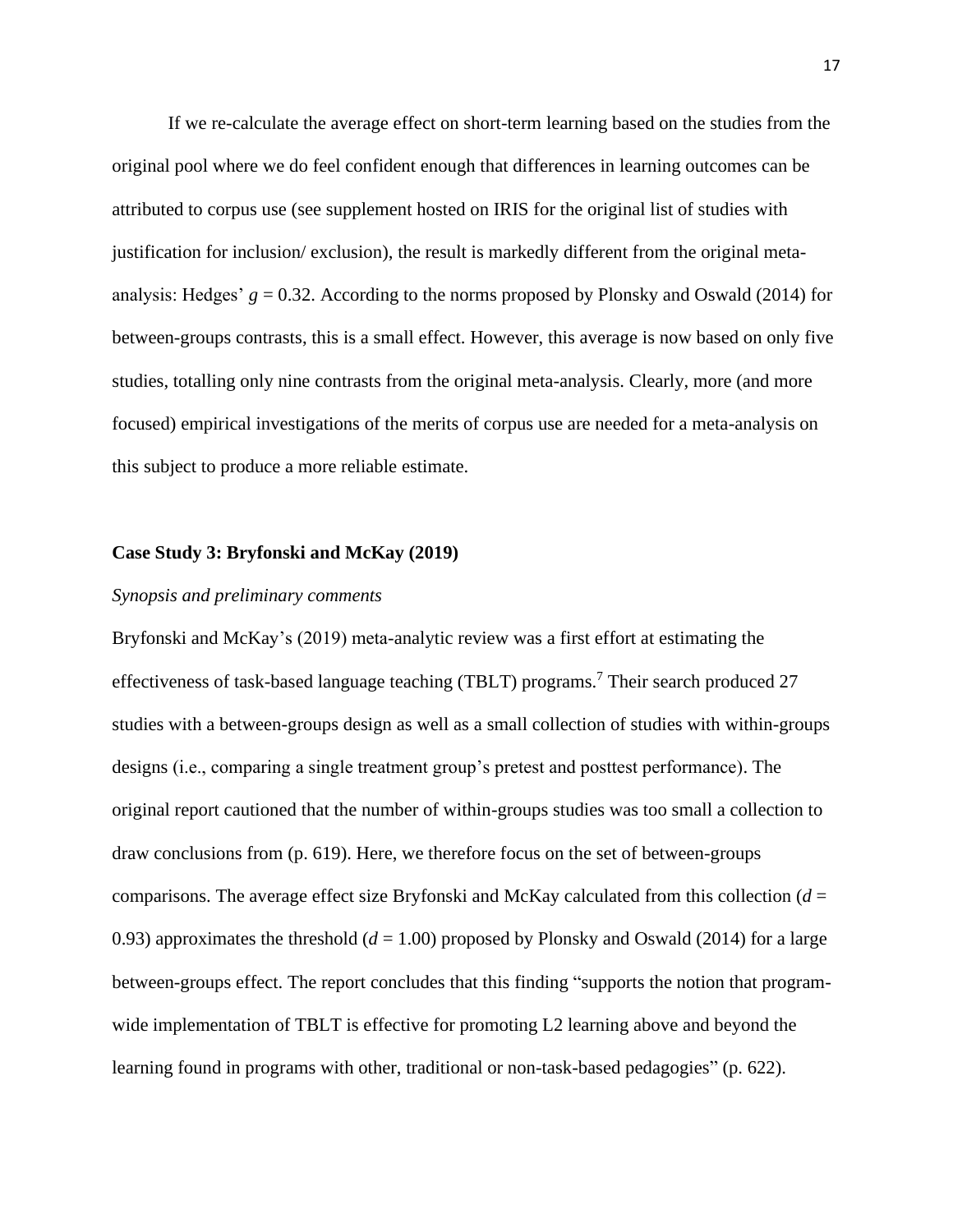If we re-calculate the average effect on short-term learning based on the studies from the original pool where we do feel confident enough that differences in learning outcomes can be attributed to corpus use (see supplement hosted on IRIS for the original list of studies with justification for inclusion/ exclusion), the result is markedly different from the original meta-analysis: Hedges' $g = 0.32$. According to the norms proposed by Plonsky and Oswald (2014) for between-groups contrasts, this is a small effect. However, this average is now based on only five studies, totalling only nine contrasts from the original meta-analysis. Clearly, more (and more focused) empirical investigations of the merits of corpus use are needed for a meta-analysis on this subject to produce a more reliable estimate.

### Case Study 3: Bryfonski and McKay (2019)

*Synopsis and preliminary comments*

Bryfonski and McKay's (2019) meta-analytic review was a first effort at estimating the effectiveness of task-based language teaching (TBLT) programs.[7] Their search produced 27 studies with a between-groups design as well as a small collection of studies with within-groups designs (i.e., comparing a single treatment group's pretest and posttest performance). The original report cautioned that the number of within-groups studies was too small a collection to draw conclusions from (p. 619). Here, we therefore focus on the set of between-groups comparisons. The average effect size Bryfonski and McKay calculated from this collection ($d$ = 0.93) approximates the threshold ($d$ = 1.00) proposed by Plonsky and Oswald (2014) for a large between-groups effect. The report concludes that this finding "supports the notion that program-wide implementation of TBLT is effective for promoting L2 learning above and beyond the learning found in programs with other, traditional or non-task-based pedagogies" (p. 622).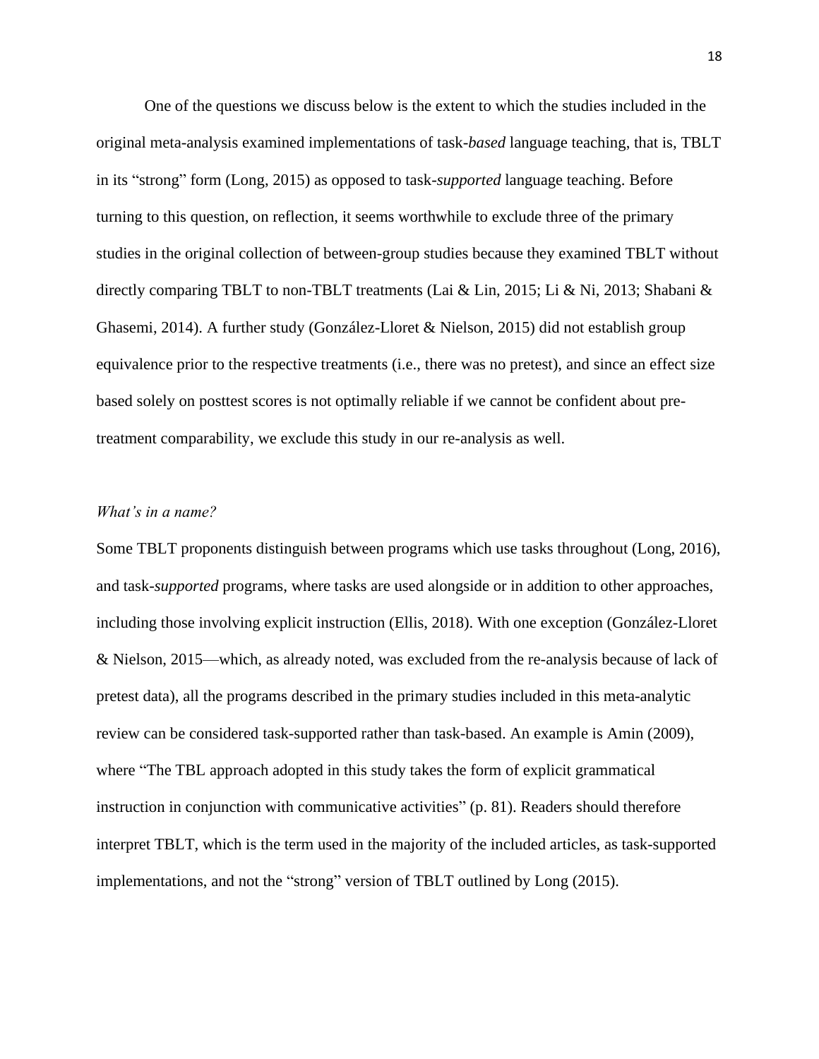One of the questions we discuss below is the extent to which the studies included in the original meta-analysis examined implementations of task-*based* language teaching, that is, TBLT in its "strong" form (Long, 2015) as opposed to task-*supported* language teaching. Before turning to this question, on reflection, it seems worthwhile to exclude three of the primary studies in the original collection of between-group studies because they examined TBLT without directly comparing TBLT to non-TBLT treatments (Lai & Lin, 2015; Li & Ni, 2013; Shabani & Ghasemi, 2014). A further study (González-Lloret & Nielson, 2015) did not establish group equivalence prior to the respective treatments (i.e., there was no pretest), and since an effect size based solely on posttest scores is not optimally reliable if we cannot be confident about pre-treatment comparability, we exclude this study in our re-analysis as well.

### *What's in a name?*

Some TBLT proponents distinguish between programs which use tasks throughout (Long, 2016), and task-*supported* programs, where tasks are used alongside or in addition to other approaches, including those involving explicit instruction (Ellis, 2018). With one exception (González-Lloret & Nielson, 2015—which, as already noted, was excluded from the re-analysis because of lack of pretest data), all the programs described in the primary studies included in this meta-analytic review can be considered task-supported rather than task-based. An example is Amin (2009), where "The TBL approach adopted in this study takes the form of explicit grammatical instruction in conjunction with communicative activities" (p. 81). Readers should therefore interpret TBLT, which is the term used in the majority of the included articles, as task-supported implementations, and not the "strong" version of TBLT outlined by Long (2015).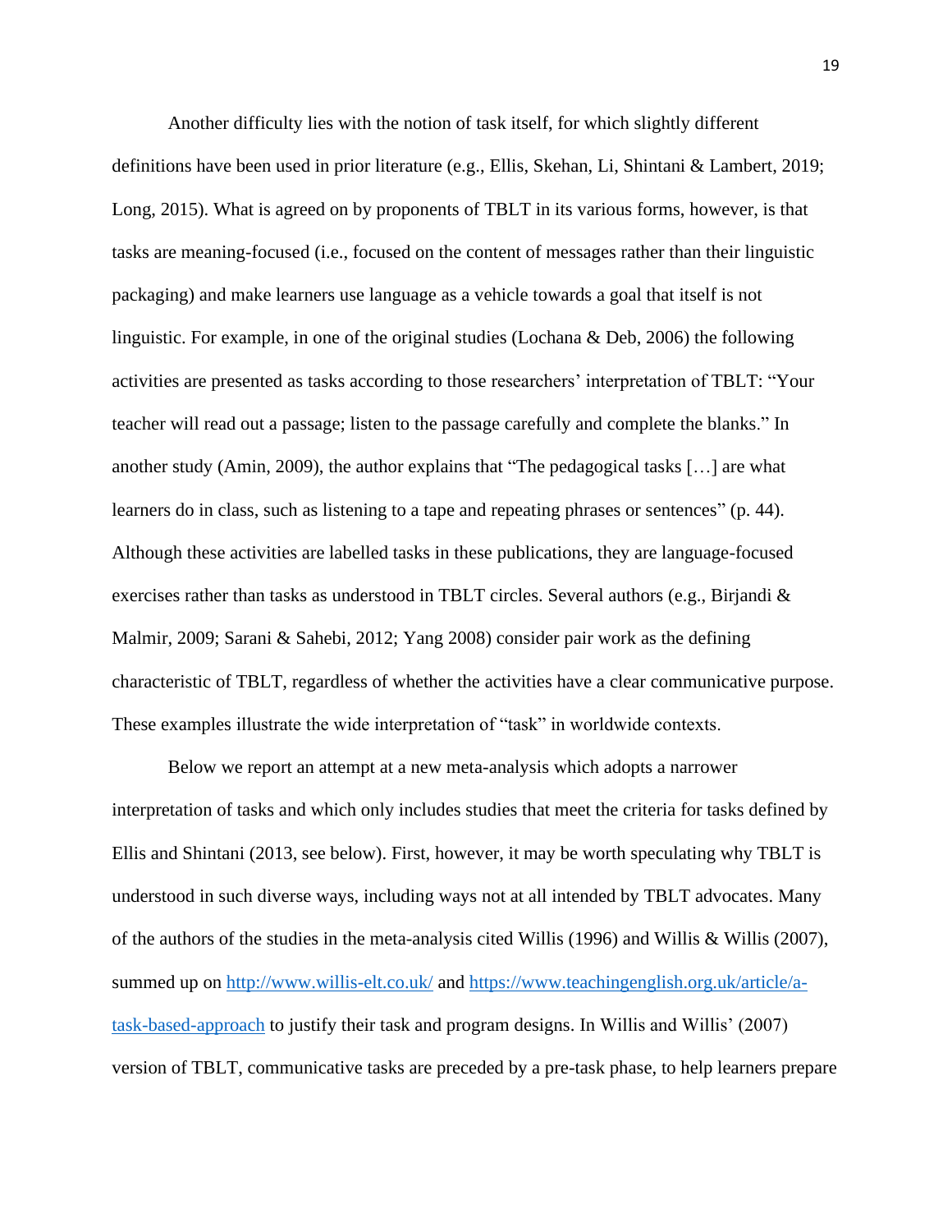Another difficulty lies with the notion of task itself, for which slightly different definitions have been used in prior literature (e.g., Ellis, Skehan, Li, Shintani & Lambert, 2019; Long, 2015). What is agreed on by proponents of TBLT in its various forms, however, is that tasks are meaning-focused (i.e., focused on the content of messages rather than their linguistic packaging) and make learners use language as a vehicle towards a goal that itself is not linguistic. For example, in one of the original studies (Lochana & Deb, 2006) the following activities are presented as tasks according to those researchers' interpretation of TBLT: "Your teacher will read out a passage; listen to the passage carefully and complete the blanks." In another study (Amin, 2009), the author explains that "The pedagogical tasks […] are what learners do in class, such as listening to a tape and repeating phrases or sentences" (p. 44). Although these activities are labelled tasks in these publications, they are language-focused exercises rather than tasks as understood in TBLT circles. Several authors (e.g., Birjandi & Malmir, 2009; Sarani & Sahebi, 2012; Yang 2008) consider pair work as the defining characteristic of TBLT, regardless of whether the activities have a clear communicative purpose. These examples illustrate the wide interpretation of "task" in worldwide contexts.

Below we report an attempt at a new meta-analysis which adopts a narrower interpretation of tasks and which only includes studies that meet the criteria for tasks defined by Ellis and Shintani (2013, see below). First, however, it may be worth speculating why TBLT is understood in such diverse ways, including ways not at all intended by TBLT advocates. Many of the authors of the studies in the meta-analysis cited Willis (1996) and Willis & Willis (2007), summed up on [http://www.willis-elt.co.uk/](http://www.willis-elt.co.uk/) and [https://www.teachingenglish.org.uk/article/a-task-based-approach](https://www.teachingenglish.org.uk/article/a-task-based-approach) to justify their task and program designs. In Willis and Willis' (2007) version of TBLT, communicative tasks are preceded by a pre-task phase, to help learners prepare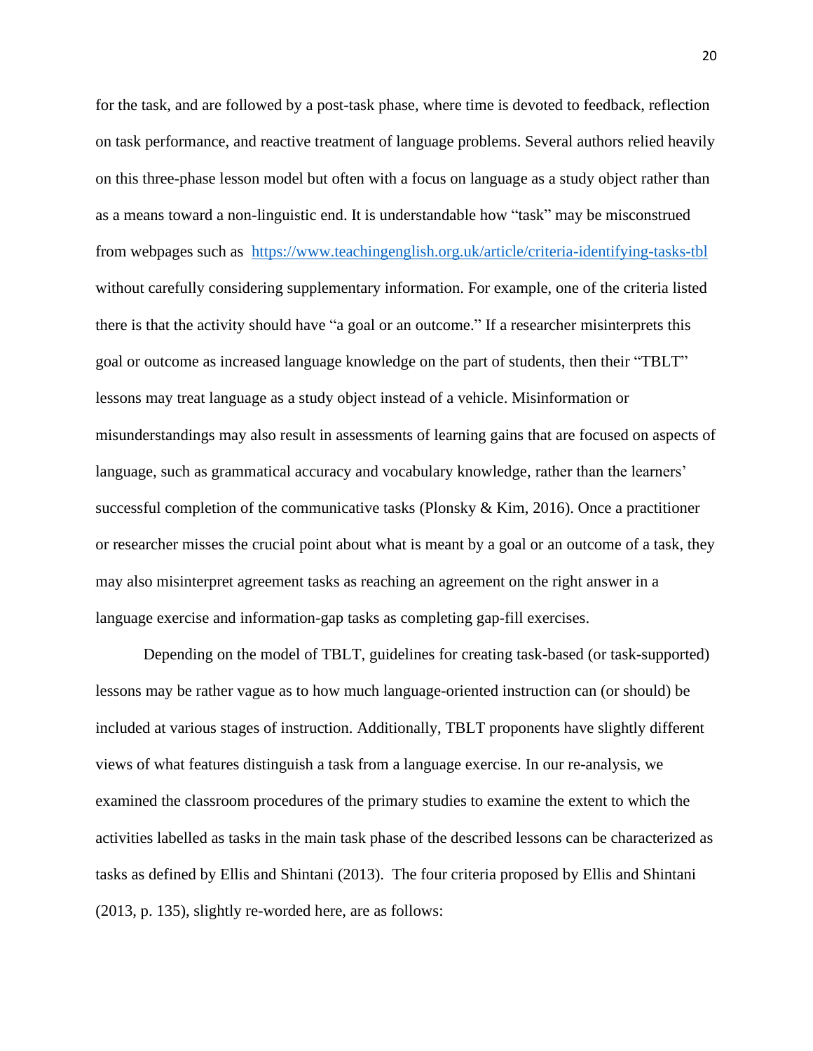for the task, and are followed by a post-task phase, where time is devoted to feedback, reflection on task performance, and reactive treatment of language problems. Several authors relied heavily on this three-phase lesson model but often with a focus on language as a study object rather than as a means toward a non-linguistic end. It is understandable how "task" may be misconstrued from webpages such as https://www.teachingenglish.org.uk/article/criteria-identifying-tasks-tbl without carefully considering supplementary information. For example, one of the criteria listed there is that the activity should have "a goal or an outcome." If a researcher misinterprets this goal or outcome as increased language knowledge on the part of students, then their "TBLT" lessons may treat language as a study object instead of a vehicle. Misinformation or misunderstandings may also result in assessments of learning gains that are focused on aspects of language, such as grammatical accuracy and vocabulary knowledge, rather than the learners' successful completion of the communicative tasks (Plonsky & Kim, 2016). Once a practitioner or researcher misses the crucial point about what is meant by a goal or an outcome of a task, they may also misinterpret agreement tasks as reaching an agreement on the right answer in a language exercise and information-gap tasks as completing gap-fill exercises.

Depending on the model of TBLT, guidelines for creating task-based (or task-supported) lessons may be rather vague as to how much language-oriented instruction can (or should) be included at various stages of instruction. Additionally, TBLT proponents have slightly different views of what features distinguish a task from a language exercise. In our re-analysis, we examined the classroom procedures of the primary studies to examine the extent to which the activities labelled as tasks in the main task phase of the described lessons can be characterized as tasks as defined by Ellis and Shintani (2013). The four criteria proposed by Ellis and Shintani (2013, p. 135), slightly re-worded here, are as follows: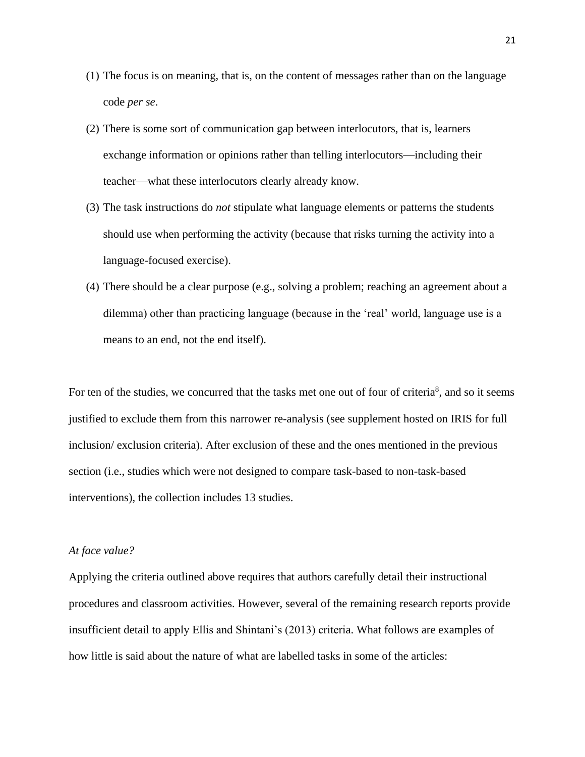(1) The focus is on meaning, that is, on the content of messages rather than on the language code *per se*.

(2) There is some sort of communication gap between interlocutors, that is, learners exchange information or opinions rather than telling interlocutors—including their teacher—what these interlocutors clearly already know.

(3) The task instructions do *not* stipulate what language elements or patterns the students should use when performing the activity (because that risks turning the activity into a language-focused exercise).

(4) There should be a clear purpose (e.g., solving a problem; reaching an agreement about a dilemma) other than practicing language (because in the 'real' world, language use is a means to an end, not the end itself).

For ten of the studies, we concurred that the tasks met one out of four of criteria[8], and so it seems justified to exclude them from this narrower re-analysis (see supplement hosted on IRIS for full inclusion/ exclusion criteria). After exclusion of these and the ones mentioned in the previous section (i.e., studies which were not designed to compare task-based to non-task-based interventions), the collection includes 13 studies.

*At face value?*

Applying the criteria outlined above requires that authors carefully detail their instructional procedures and classroom activities. However, several of the remaining research reports provide insufficient detail to apply Ellis and Shintani's (2013) criteria. What follows are examples of how little is said about the nature of what are labelled tasks in some of the articles: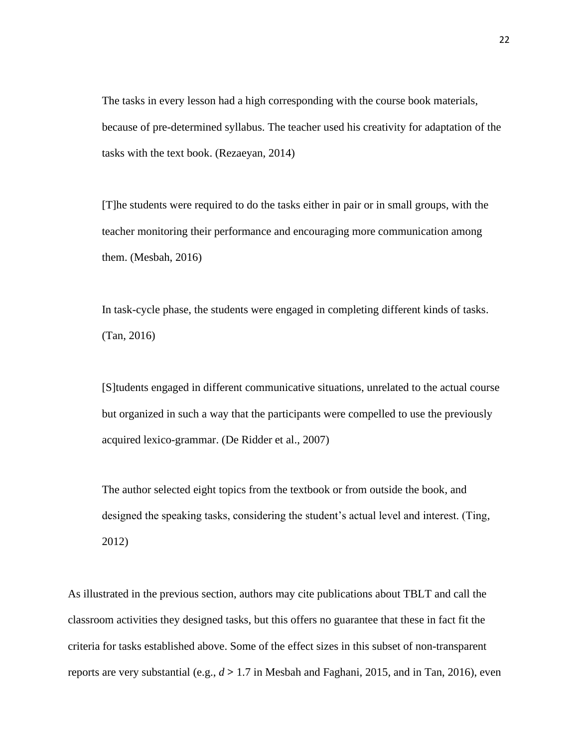> The tasks in every lesson had a high corresponding with the course book materials, because of pre-determined syllabus. The teacher used his creativity for adaptation of the tasks with the text book. (Rezaeyan, 2014)

> [T]he students were required to do the tasks either in pair or in small groups, with the teacher monitoring their performance and encouraging more communication among them. (Mesbah, 2016)

> In task-cycle phase, the students were engaged in completing different kinds of tasks. (Tan, 2016)

> [S]tudents engaged in different communicative situations, unrelated to the actual course but organized in such a way that the participants were compelled to use the previously acquired lexico-grammar. (De Ridder et al., 2007)

> The author selected eight topics from the textbook or from outside the book, and designed the speaking tasks, considering the student's actual level and interest. (Ting, 2012)

As illustrated in the previous section, authors may cite publications about TBLT and call the classroom activities they designed tasks, but this offers no guarantee that these in fact fit the criteria for tasks established above. Some of the effect sizes in this subset of non-transparent reports are very substantial (e.g., $d > 1.7$ in Mesbah and Faghani, 2015, and in Tan, 2016), even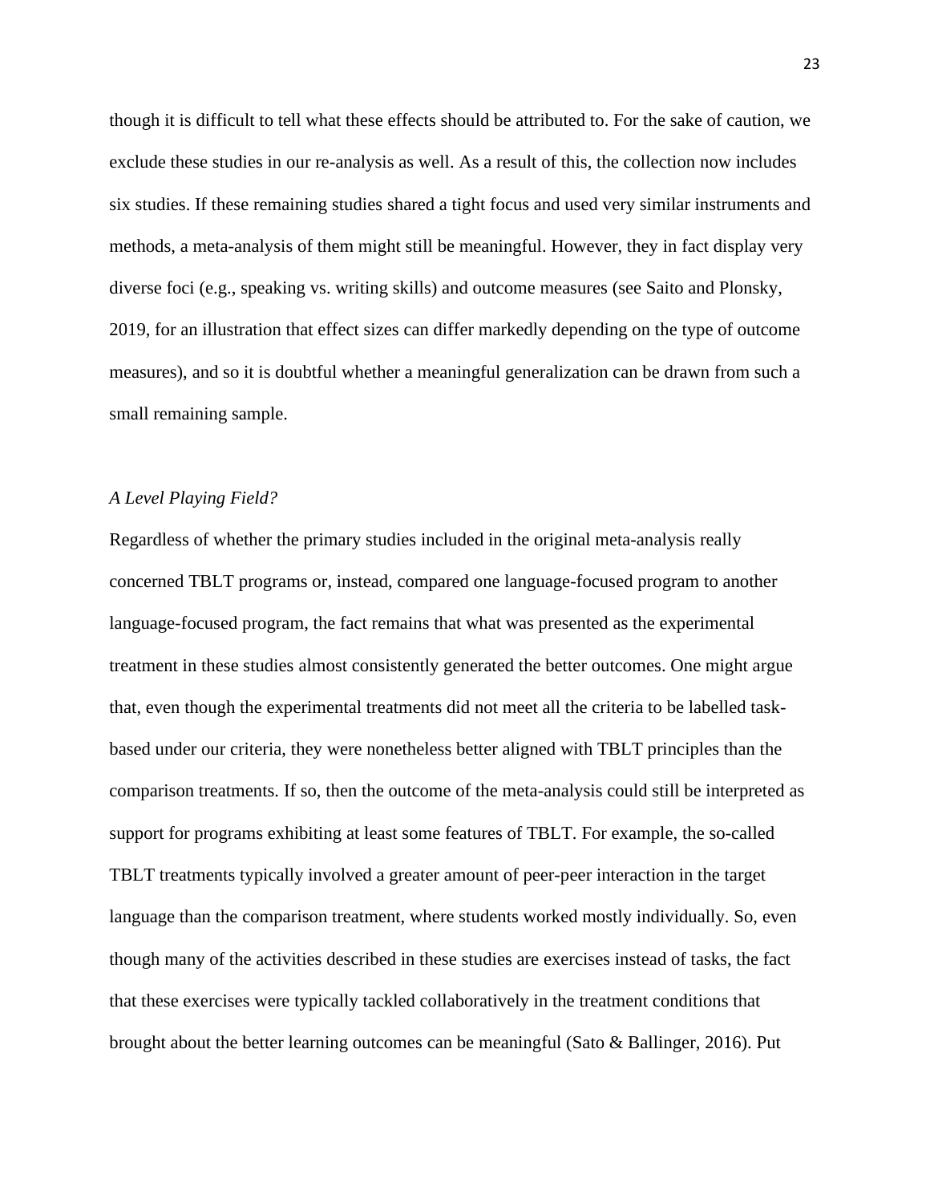though it is difficult to tell what these effects should be attributed to. For the sake of caution, we exclude these studies in our re-analysis as well. As a result of this, the collection now includes six studies. If these remaining studies shared a tight focus and used very similar instruments and methods, a meta-analysis of them might still be meaningful. However, they in fact display very diverse foci (e.g., speaking vs. writing skills) and outcome measures (see Saito and Plonsky, 2019, for an illustration that effect sizes can differ markedly depending on the type of outcome measures), and so it is doubtful whether a meaningful generalization can be drawn from such a small remaining sample.

*A Level Playing Field?*

Regardless of whether the primary studies included in the original meta-analysis really concerned TBLT programs or, instead, compared one language-focused program to another language-focused program, the fact remains that what was presented as the experimental treatment in these studies almost consistently generated the better outcomes. One might argue that, even though the experimental treatments did not meet all the criteria to be labelled task-based under our criteria, they were nonetheless better aligned with TBLT principles than the comparison treatments. If so, then the outcome of the meta-analysis could still be interpreted as support for programs exhibiting at least some features of TBLT. For example, the so-called TBLT treatments typically involved a greater amount of peer-peer interaction in the target language than the comparison treatment, where students worked mostly individually. So, even though many of the activities described in these studies are exercises instead of tasks, the fact that these exercises were typically tackled collaboratively in the treatment conditions that brought about the better learning outcomes can be meaningful (Sato & Ballinger, 2016). Put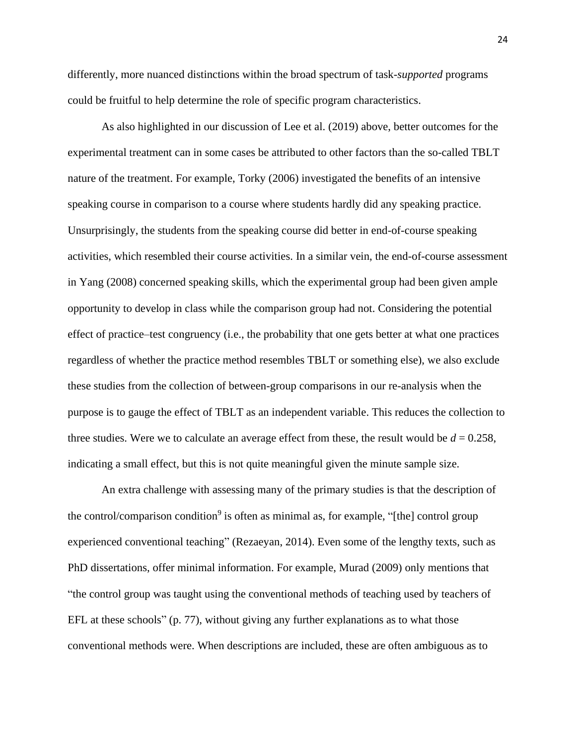differently, more nuanced distinctions within the broad spectrum of task-*supported* programs could be fruitful to help determine the role of specific program characteristics.

As also highlighted in our discussion of Lee et al. (2019) above, better outcomes for the experimental treatment can in some cases be attributed to other factors than the so-called TBLT nature of the treatment. For example, Torky (2006) investigated the benefits of an intensive speaking course in comparison to a course where students hardly did any speaking practice. Unsurprisingly, the students from the speaking course did better in end-of-course speaking activities, which resembled their course activities. In a similar vein, the end-of-course assessment in Yang (2008) concerned speaking skills, which the experimental group had been given ample opportunity to develop in class while the comparison group had not. Considering the potential effect of practice–test congruency (i.e., the probability that one gets better at what one practices regardless of whether the practice method resembles TBLT or something else), we also exclude these studies from the collection of between-group comparisons in our re-analysis when the purpose is to gauge the effect of TBLT as an independent variable. This reduces the collection to three studies. Were we to calculate an average effect from these, the result would be $d = 0.258$, indicating a small effect, but this is not quite meaningful given the minute sample size.

An extra challenge with assessing many of the primary studies is that the description of the control/comparison condition[9] is often as minimal as, for example, "[the] control group experienced conventional teaching" (Rezaeyan, 2014). Even some of the lengthy texts, such as PhD dissertations, offer minimal information. For example, Murad (2009) only mentions that "the control group was taught using the conventional methods of teaching used by teachers of EFL at these schools" (p. 77), without giving any further explanations as to what those conventional methods were. When descriptions are included, these are often ambiguous as to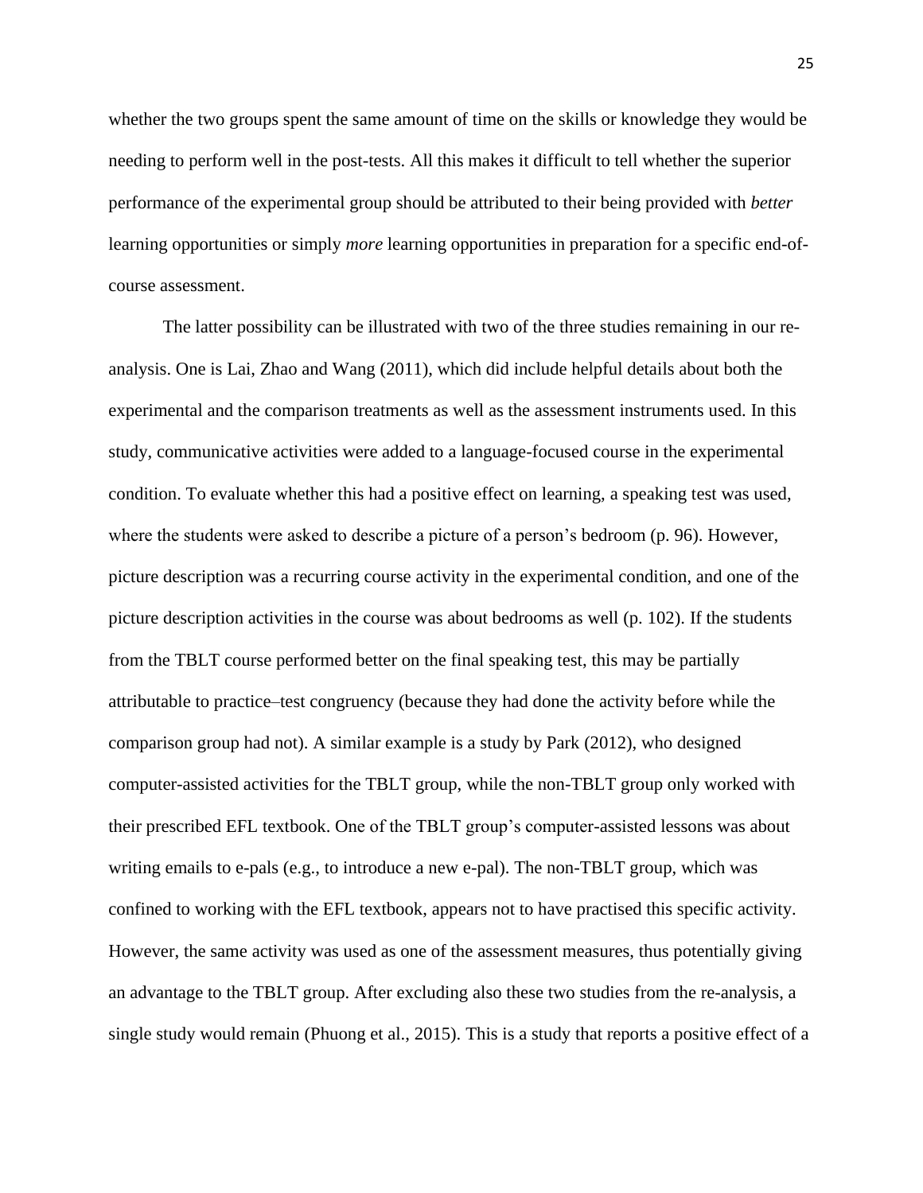whether the two groups spent the same amount of time on the skills or knowledge they would be needing to perform well in the post-tests. All this makes it difficult to tell whether the superior performance of the experimental group should be attributed to their being provided with *better* learning opportunities or simply *more* learning opportunities in preparation for a specific end-of-course assessment.

The latter possibility can be illustrated with two of the three studies remaining in our re-analysis. One is Lai, Zhao and Wang (2011), which did include helpful details about both the experimental and the comparison treatments as well as the assessment instruments used. In this study, communicative activities were added to a language-focused course in the experimental condition. To evaluate whether this had a positive effect on learning, a speaking test was used, where the students were asked to describe a picture of a person's bedroom (p. 96). However, picture description was a recurring course activity in the experimental condition, and one of the picture description activities in the course was about bedrooms as well (p. 102). If the students from the TBLT course performed better on the final speaking test, this may be partially attributable to practice–test congruency (because they had done the activity before while the comparison group had not). A similar example is a study by Park (2012), who designed computer-assisted activities for the TBLT group, while the non-TBLT group only worked with their prescribed EFL textbook. One of the TBLT group's computer-assisted lessons was about writing emails to e-pals (e.g., to introduce a new e-pal). The non-TBLT group, which was confined to working with the EFL textbook, appears not to have practised this specific activity. However, the same activity was used as one of the assessment measures, thus potentially giving an advantage to the TBLT group. After excluding also these two studies from the re-analysis, a single study would remain (Phuong et al., 2015). This is a study that reports a positive effect of a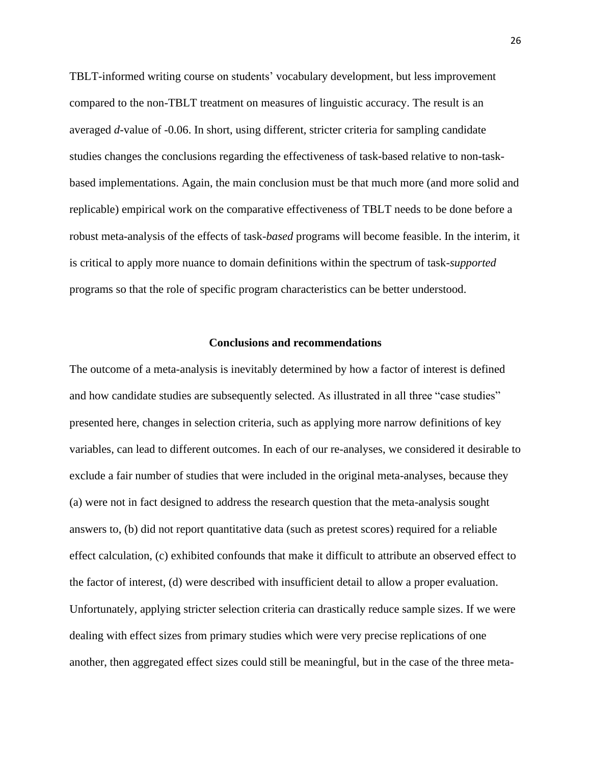TBLT-informed writing course on students' vocabulary development, but less improvement compared to the non-TBLT treatment on measures of linguistic accuracy. The result is an averaged *d*-value of -0.06. In short, using different, stricter criteria for sampling candidate studies changes the conclusions regarding the effectiveness of task-based relative to non-task-based implementations. Again, the main conclusion must be that much more (and more solid and replicable) empirical work on the comparative effectiveness of TBLT needs to be done before a robust meta-analysis of the effects of task-*based* programs will become feasible. In the interim, it is critical to apply more nuance to domain definitions within the spectrum of task-*supported* programs so that the role of specific program characteristics can be better understood.

## Conclusions and recommendations

The outcome of a meta-analysis is inevitably determined by how a factor of interest is defined and how candidate studies are subsequently selected. As illustrated in all three "case studies" presented here, changes in selection criteria, such as applying more narrow definitions of key variables, can lead to different outcomes. In each of our re-analyses, we considered it desirable to exclude a fair number of studies that were included in the original meta-analyses, because they (a) were not in fact designed to address the research question that the meta-analysis sought answers to, (b) did not report quantitative data (such as pretest scores) required for a reliable effect calculation, (c) exhibited confounds that make it difficult to attribute an observed effect to the factor of interest, (d) were described with insufficient detail to allow a proper evaluation. Unfortunately, applying stricter selection criteria can drastically reduce sample sizes. If we were dealing with effect sizes from primary studies which were very precise replications of one another, then aggregated effect sizes could still be meaningful, but in the case of the three meta-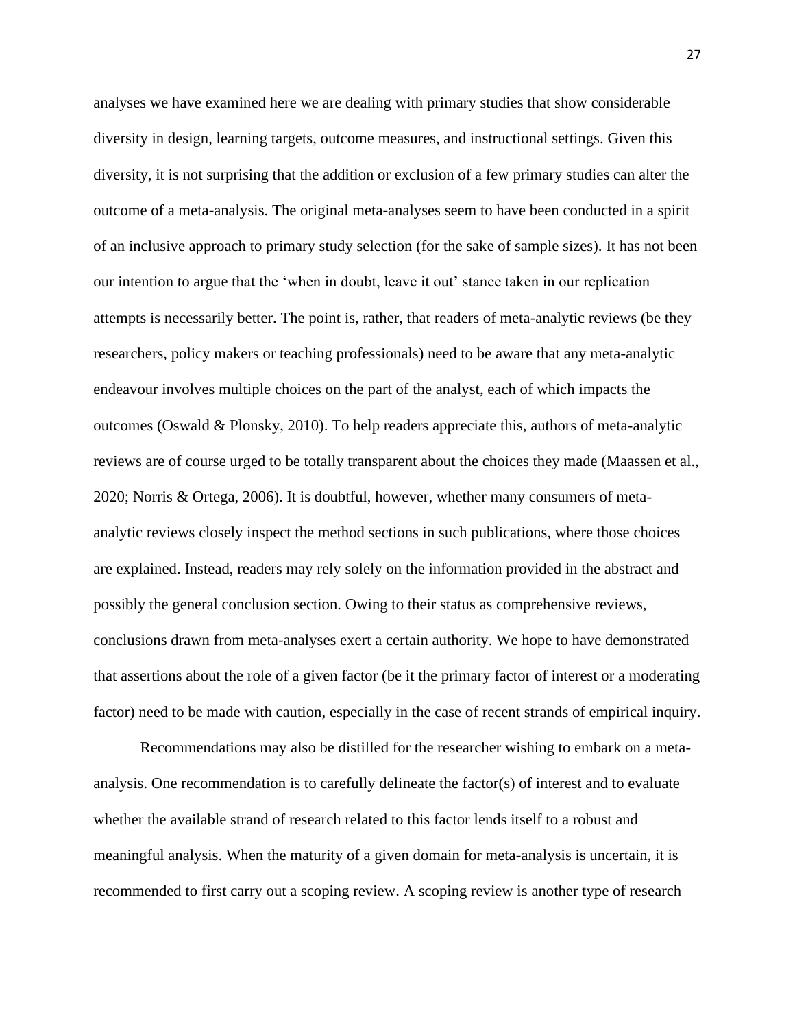analyses we have examined here we are dealing with primary studies that show considerable diversity in design, learning targets, outcome measures, and instructional settings. Given this diversity, it is not surprising that the addition or exclusion of a few primary studies can alter the outcome of a meta-analysis. The original meta-analyses seem to have been conducted in a spirit of an inclusive approach to primary study selection (for the sake of sample sizes). It has not been our intention to argue that the 'when in doubt, leave it out' stance taken in our replication attempts is necessarily better. The point is, rather, that readers of meta-analytic reviews (be they researchers, policy makers or teaching professionals) need to be aware that any meta-analytic endeavour involves multiple choices on the part of the analyst, each of which impacts the outcomes (Oswald & Plonsky, 2010). To help readers appreciate this, authors of meta-analytic reviews are of course urged to be totally transparent about the choices they made (Maassen et al., 2020; Norris & Ortega, 2006). It is doubtful, however, whether many consumers of meta-analytic reviews closely inspect the method sections in such publications, where those choices are explained. Instead, readers may rely solely on the information provided in the abstract and possibly the general conclusion section. Owing to their status as comprehensive reviews, conclusions drawn from meta-analyses exert a certain authority. We hope to have demonstrated that assertions about the role of a given factor (be it the primary factor of interest or a moderating factor) need to be made with caution, especially in the case of recent strands of empirical inquiry.

Recommendations may also be distilled for the researcher wishing to embark on a meta-analysis. One recommendation is to carefully delineate the factor(s) of interest and to evaluate whether the available strand of research related to this factor lends itself to a robust and meaningful analysis. When the maturity of a given domain for meta-analysis is uncertain, it is recommended to first carry out a scoping review. A scoping review is another type of research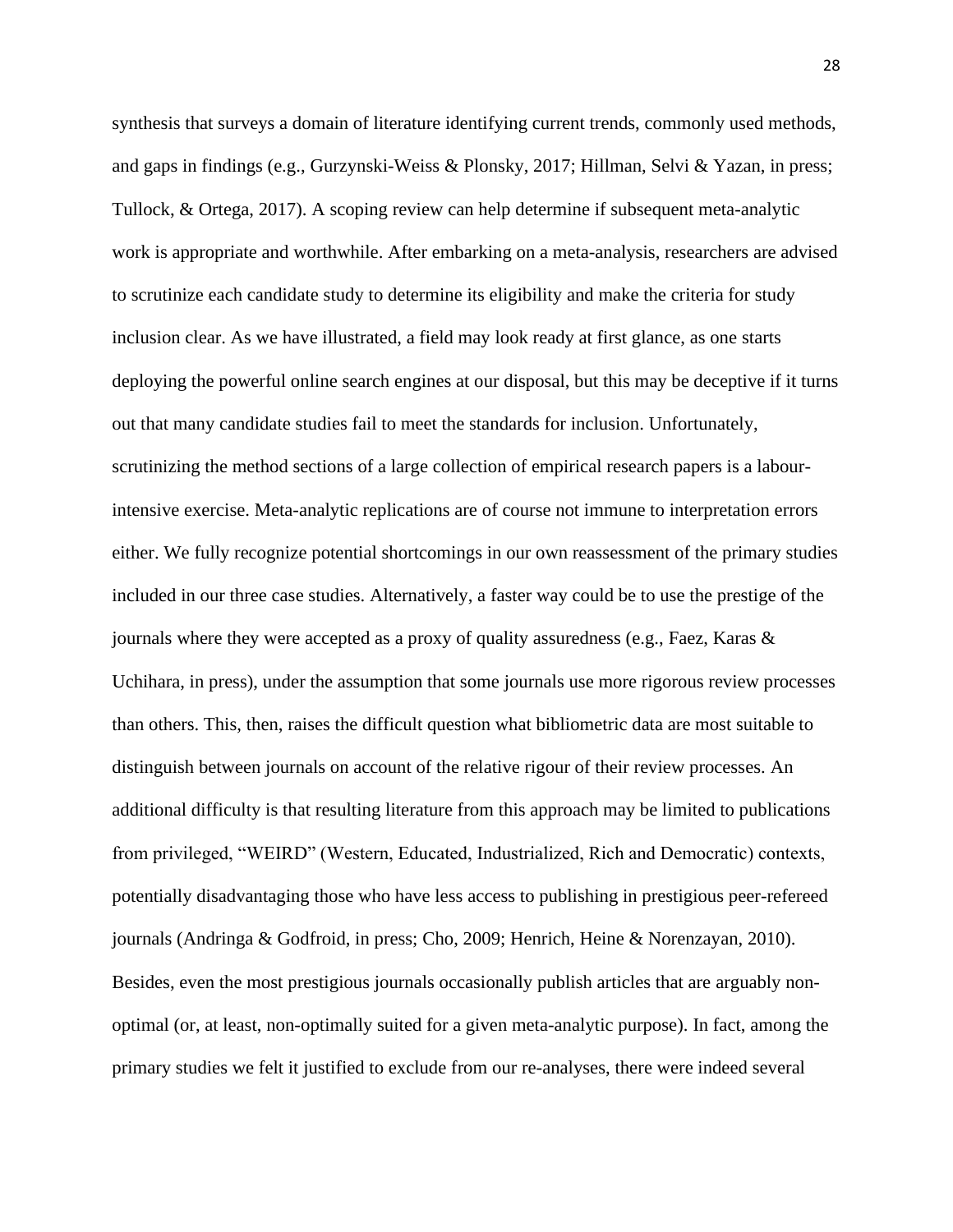synthesis that surveys a domain of literature identifying current trends, commonly used methods, and gaps in findings (e.g., Gurzynski-Weiss & Plonsky, 2017; Hillman, Selvi & Yazan, in press; Tullock, & Ortega, 2017). A scoping review can help determine if subsequent meta-analytic work is appropriate and worthwhile. After embarking on a meta-analysis, researchers are advised to scrutinize each candidate study to determine its eligibility and make the criteria for study inclusion clear. As we have illustrated, a field may look ready at first glance, as one starts deploying the powerful online search engines at our disposal, but this may be deceptive if it turns out that many candidate studies fail to meet the standards for inclusion. Unfortunately, scrutinizing the method sections of a large collection of empirical research papers is a labour-intensive exercise. Meta-analytic replications are of course not immune to interpretation errors either. We fully recognize potential shortcomings in our own reassessment of the primary studies included in our three case studies. Alternatively, a faster way could be to use the prestige of the journals where they were accepted as a proxy of quality assuredness (e.g., Faez, Karas & Uchihara, in press), under the assumption that some journals use more rigorous review processes than others. This, then, raises the difficult question what bibliometric data are most suitable to distinguish between journals on account of the relative rigour of their review processes. An additional difficulty is that resulting literature from this approach may be limited to publications from privileged, "WEIRD" (Western, Educated, Industrialized, Rich and Democratic) contexts, potentially disadvantaging those who have less access to publishing in prestigious peer-refereed journals (Andringa & Godfroid, in press; Cho, 2009; Henrich, Heine & Norenzayan, 2010). Besides, even the most prestigious journals occasionally publish articles that are arguably non-optimal (or, at least, non-optimally suited for a given meta-analytic purpose). In fact, among the primary studies we felt it justified to exclude from our re-analyses, there were indeed several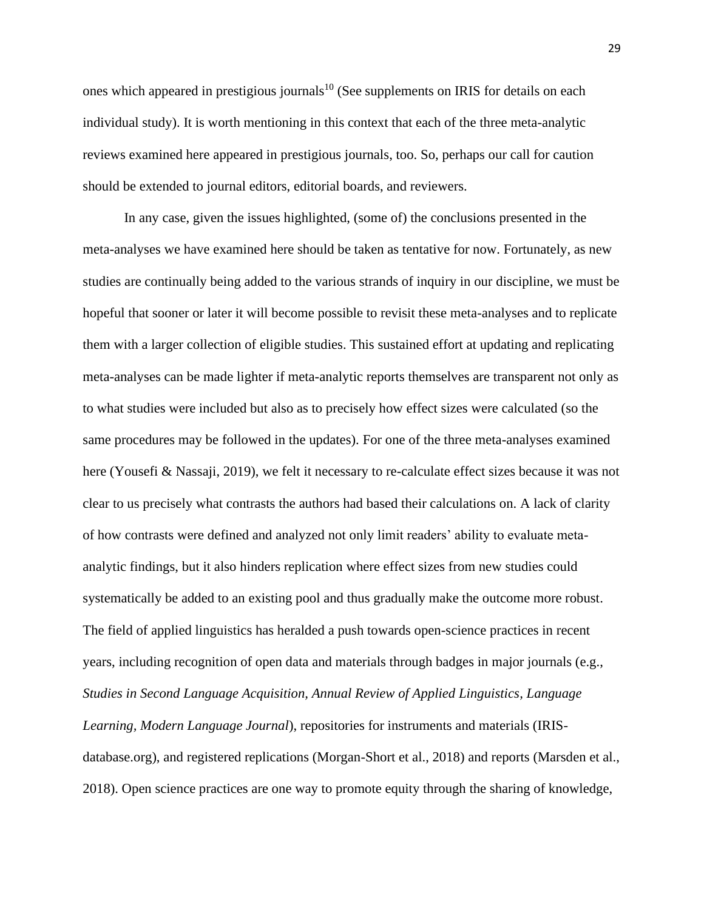ones which appeared in prestigious journals[10] (See supplements on IRIS for details on each individual study). It is worth mentioning in this context that each of the three meta-analytic reviews examined here appeared in prestigious journals, too. So, perhaps our call for caution should be extended to journal editors, editorial boards, and reviewers.

In any case, given the issues highlighted, (some of) the conclusions presented in the meta-analyses we have examined here should be taken as tentative for now. Fortunately, as new studies are continually being added to the various strands of inquiry in our discipline, we must be hopeful that sooner or later it will become possible to revisit these meta-analyses and to replicate them with a larger collection of eligible studies. This sustained effort at updating and replicating meta-analyses can be made lighter if meta-analytic reports themselves are transparent not only as to what studies were included but also as to precisely how effect sizes were calculated (so the same procedures may be followed in the updates). For one of the three meta-analyses examined here (Yousefi & Nassaji, 2019), we felt it necessary to re-calculate effect sizes because it was not clear to us precisely what contrasts the authors had based their calculations on. A lack of clarity of how contrasts were defined and analyzed not only limit readers' ability to evaluate meta-analytic findings, but it also hinders replication where effect sizes from new studies could systematically be added to an existing pool and thus gradually make the outcome more robust. The field of applied linguistics has heralded a push towards open-science practices in recent years, including recognition of open data and materials through badges in major journals (e.g., *Studies in Second Language Acquisition, Annual Review of Applied Linguistics, Language Learning, Modern Language Journal*), repositories for instruments and materials (IRIS-database.org), and registered replications (Morgan-Short et al., 2018) and reports (Marsden et al., 2018). Open science practices are one way to promote equity through the sharing of knowledge,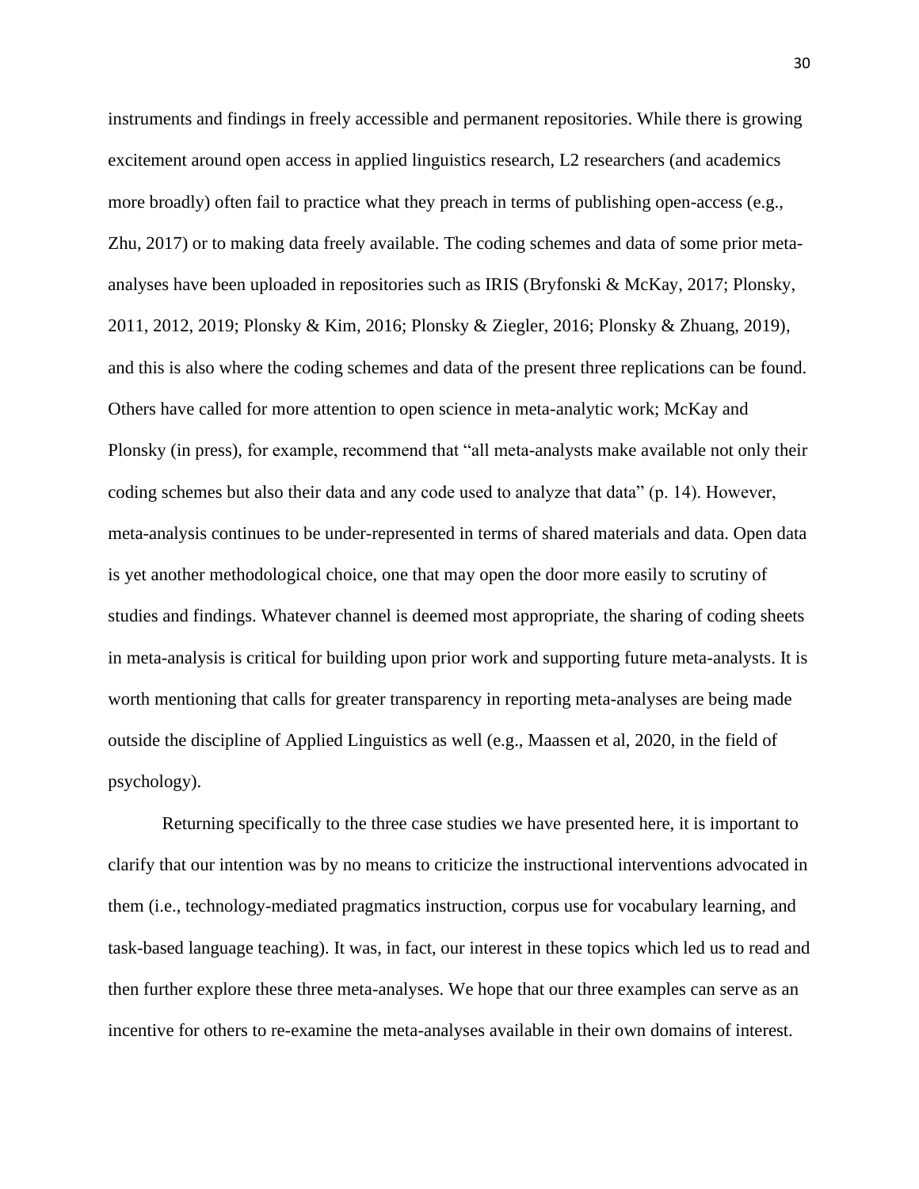instruments and findings in freely accessible and permanent repositories. While there is growing excitement around open access in applied linguistics research, L2 researchers (and academics more broadly) often fail to practice what they preach in terms of publishing open-access (e.g., Zhu, 2017) or to making data freely available. The coding schemes and data of some prior meta-analyses have been uploaded in repositories such as IRIS (Bryfonski & McKay, 2017; Plonsky, 2011, 2012, 2019; Plonsky & Kim, 2016; Plonsky & Ziegler, 2016; Plonsky & Zhuang, 2019), and this is also where the coding schemes and data of the present three replications can be found. Others have called for more attention to open science in meta-analytic work; McKay and Plonsky (in press), for example, recommend that "all meta-analysts make available not only their coding schemes but also their data and any code used to analyze that data" (p. 14). However, meta-analysis continues to be under-represented in terms of shared materials and data. Open data is yet another methodological choice, one that may open the door more easily to scrutiny of studies and findings. Whatever channel is deemed most appropriate, the sharing of coding sheets in meta-analysis is critical for building upon prior work and supporting future meta-analysts. It is worth mentioning that calls for greater transparency in reporting meta-analyses are being made outside the discipline of Applied Linguistics as well (e.g., Maassen et al, 2020, in the field of psychology).

Returning specifically to the three case studies we have presented here, it is important to clarify that our intention was by no means to criticize the instructional interventions advocated in them (i.e., technology-mediated pragmatics instruction, corpus use for vocabulary learning, and task-based language teaching). It was, in fact, our interest in these topics which led us to read and then further explore these three meta-analyses. We hope that our three examples can serve as an incentive for others to re-examine the meta-analyses available in their own domains of interest.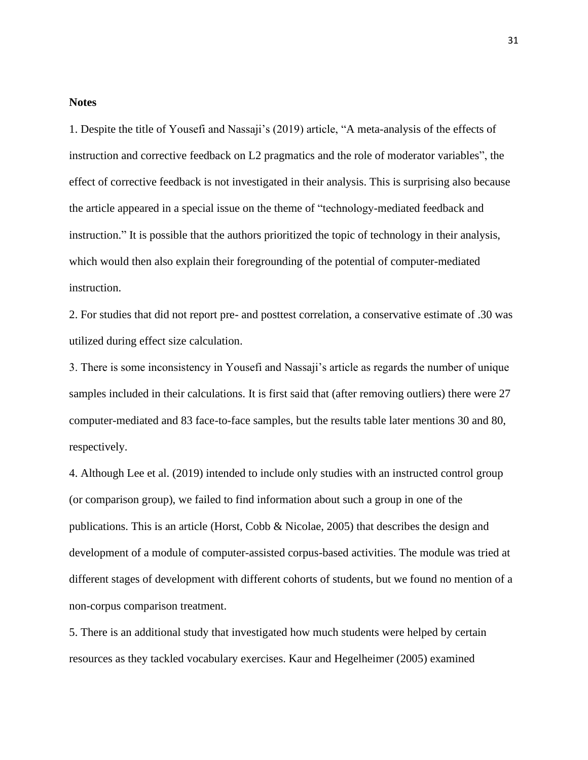**Notes**

1. Despite the title of Yousefi and Nassaji's (2019) article, "A meta-analysis of the effects of instruction and corrective feedback on L2 pragmatics and the role of moderator variables", the effect of corrective feedback is not investigated in their analysis. This is surprising also because the article appeared in a special issue on the theme of "technology-mediated feedback and instruction." It is possible that the authors prioritized the topic of technology in their analysis, which would then also explain their foregrounding of the potential of computer-mediated instruction.

2. For studies that did not report pre- and posttest correlation, a conservative estimate of .30 was utilized during effect size calculation.

3. There is some inconsistency in Yousefi and Nassaji's article as regards the number of unique samples included in their calculations. It is first said that (after removing outliers) there were 27 computer-mediated and 83 face-to-face samples, but the results table later mentions 30 and 80, respectively.

4. Although Lee et al. (2019) intended to include only studies with an instructed control group (or comparison group), we failed to find information about such a group in one of the publications. This is an article (Horst, Cobb & Nicolae, 2005) that describes the design and development of a module of computer-assisted corpus-based activities. The module was tried at different stages of development with different cohorts of students, but we found no mention of a non-corpus comparison treatment.

5. There is an additional study that investigated how much students were helped by certain resources as they tackled vocabulary exercises. Kaur and Hegelheimer (2005) examined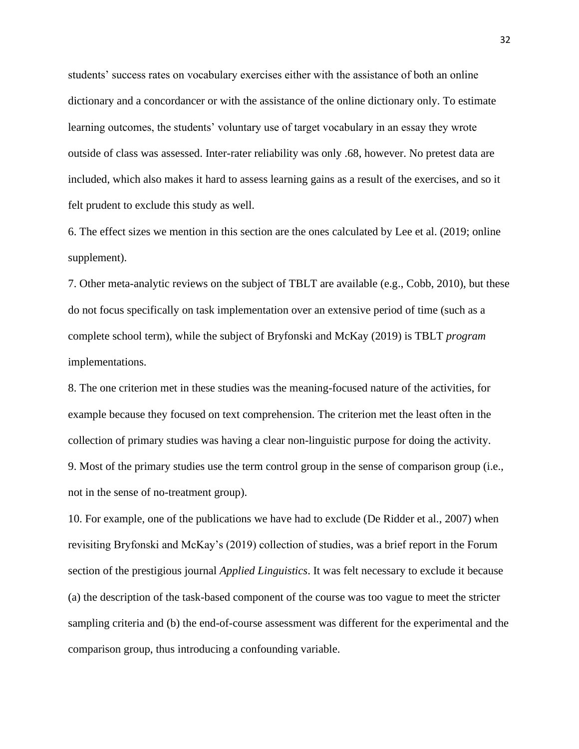students' success rates on vocabulary exercises either with the assistance of both an online dictionary and a concordancer or with the assistance of the online dictionary only. To estimate learning outcomes, the students' voluntary use of target vocabulary in an essay they wrote outside of class was assessed. Inter-rater reliability was only .68, however. No pretest data are included, which also makes it hard to assess learning gains as a result of the exercises, and so it felt prudent to exclude this study as well.

6. The effect sizes we mention in this section are the ones calculated by Lee et al. (2019; online supplement).

7. Other meta-analytic reviews on the subject of TBLT are available (e.g., Cobb, 2010), but these do not focus specifically on task implementation over an extensive period of time (such as a complete school term), while the subject of Bryfonski and McKay (2019) is TBLT *program* implementations.

8. The one criterion met in these studies was the meaning-focused nature of the activities, for example because they focused on text comprehension. The criterion met the least often in the collection of primary studies was having a clear non-linguistic purpose for doing the activity.

9. Most of the primary studies use the term control group in the sense of comparison group (i.e., not in the sense of no-treatment group).

10. For example, one of the publications we have had to exclude (De Ridder et al., 2007) when revisiting Bryfonski and McKay's (2019) collection of studies, was a brief report in the Forum section of the prestigious journal *Applied Linguistics*. It was felt necessary to exclude it because (a) the description of the task-based component of the course was too vague to meet the stricter sampling criteria and (b) the end-of-course assessment was different for the experimental and the comparison group, thus introducing a confounding variable.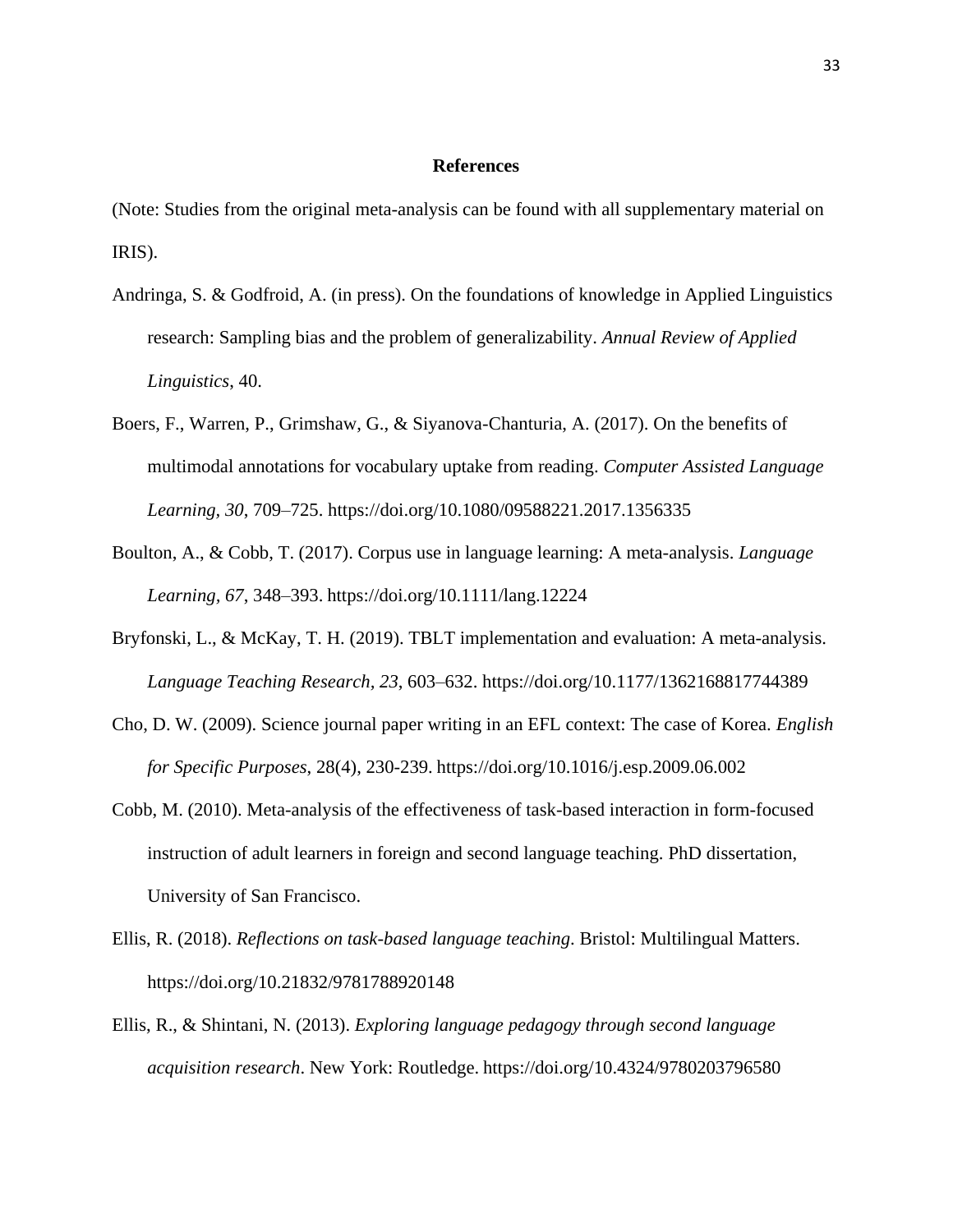## References

(Note: Studies from the original meta-analysis can be found with all supplementary material on IRIS).

Andringa, S. & Godfroid, A. (in press). On the foundations of knowledge in Applied Linguistics research: Sampling bias and the problem of generalizability. *Annual Review of Applied Linguistics*, 40.

Boers, F., Warren, P., Grimshaw, G., & Siyanova-Chanturia, A. (2017). On the benefits of multimodal annotations for vocabulary uptake from reading. *Computer Assisted Language Learning, 30*, 709–725. https://doi.org/10.1080/09588221.2017.1356335

Boulton, A., & Cobb, T. (2017). Corpus use in language learning: A meta-analysis. *Language Learning, 67*, 348–393. https://doi.org/10.1111/lang.12224

Bryfonski, L., & McKay, T. H. (2019). TBLT implementation and evaluation: A meta-analysis. *Language Teaching Research, 23*, 603–632. https://doi.org/10.1177/1362168817744389

Cho, D. W. (2009). Science journal paper writing in an EFL context: The case of Korea. *English for Specific Purposes*, 28(4), 230-239. https://doi.org/10.1016/j.esp.2009.06.002

Cobb, M. (2010). Meta-analysis of the effectiveness of task-based interaction in form-focused instruction of adult learners in foreign and second language teaching. PhD dissertation, University of San Francisco.

Ellis, R. (2018). *Reflections on task-based language teaching*. Bristol: Multilingual Matters. https://doi.org/10.21832/9781788920148

Ellis, R., & Shintani, N. (2013). *Exploring language pedagogy through second language acquisition research*. New York: Routledge. https://doi.org/10.4324/9780203796580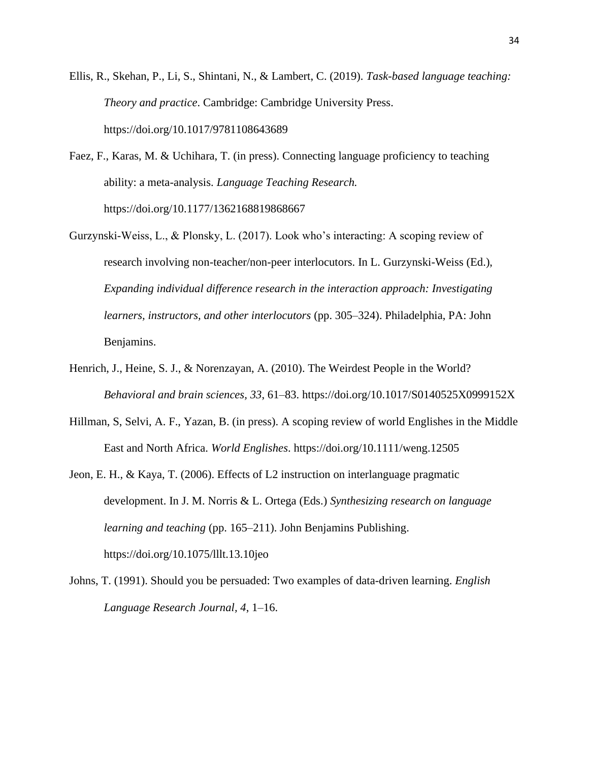Ellis, R., Skehan, P., Li, S., Shintani, N., & Lambert, C. (2019). *Task-based language teaching: Theory and practice*. Cambridge: Cambridge University Press. https://doi.org/10.1017/9781108643689

Faez, F., Karas, M. & Uchihara, T. (in press). Connecting language proficiency to teaching ability: a meta-analysis. *Language Teaching Research.* https://doi.org/10.1177/1362168819868667

Gurzynski-Weiss, L., & Plonsky, L. (2017). Look who's interacting: A scoping review of research involving non-teacher/non-peer interlocutors. In L. Gurzynski-Weiss (Ed.), *Expanding individual difference research in the interaction approach: Investigating learners, instructors, and other interlocutors* (pp. 305–324). Philadelphia, PA: John Benjamins.

Henrich, J., Heine, S. J., & Norenzayan, A. (2010). The Weirdest People in the World? *Behavioral and brain sciences, 33,* 61–83. https://doi.org/10.1017/S0140525X0999152X

Hillman, S, Selvi, A. F., Yazan, B. (in press). A scoping review of world Englishes in the Middle East and North Africa. *World Englishes*. https://doi.org/10.1111/weng.12505

Jeon, E. H., & Kaya, T. (2006). Effects of L2 instruction on interlanguage pragmatic development. In J. M. Norris & L. Ortega (Eds.) *Synthesizing research on language learning and teaching* (pp. 165–211). John Benjamins Publishing. https://doi.org/10.1075/lllt.13.10jeo

Johns, T. (1991). Should you be persuaded: Two examples of data-driven learning. *English Language Research Journal*, *4*, 1–16.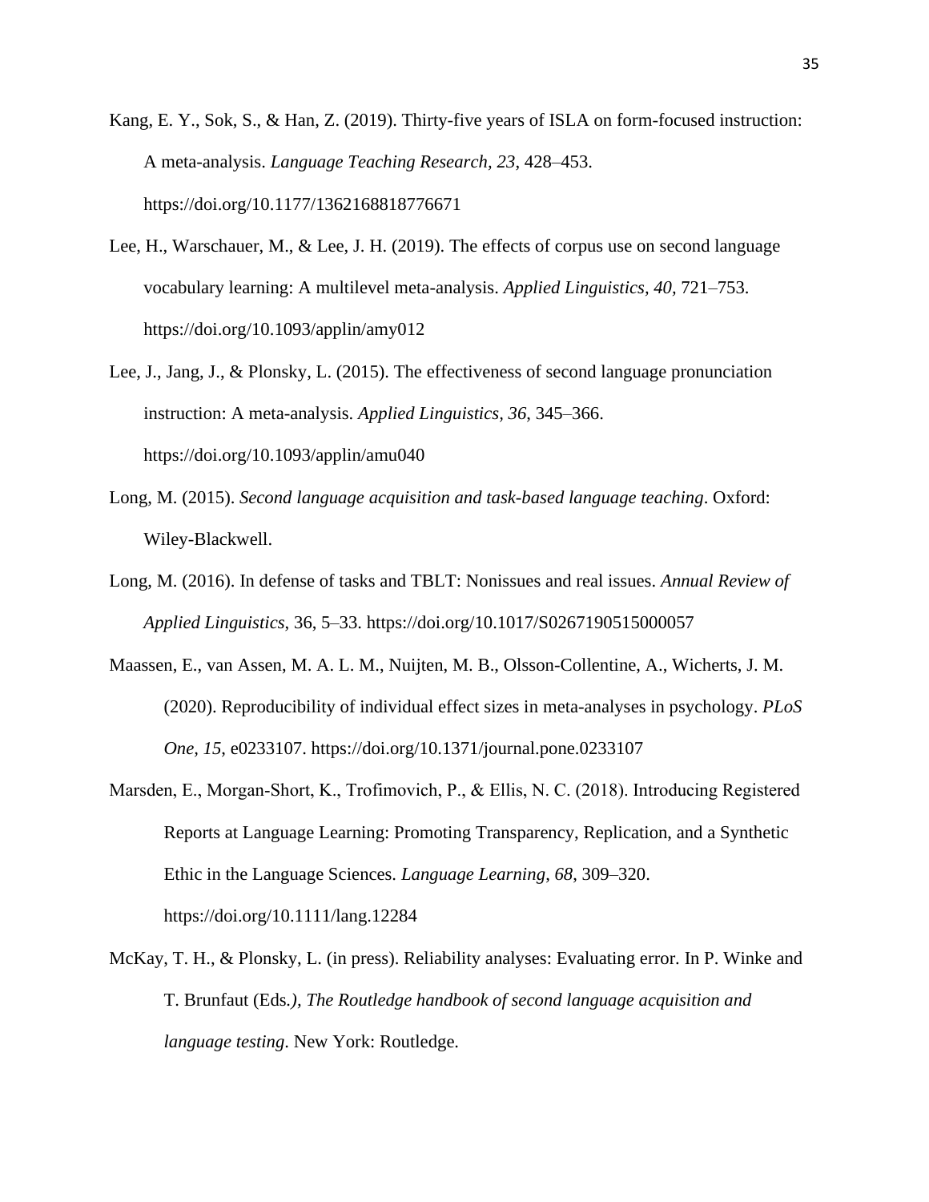Kang, E. Y., Sok, S., & Han, Z. (2019). Thirty-five years of ISLA on form-focused instruction: A meta-analysis. *Language Teaching Research, 23*, 428–453. https://doi.org/10.1177/1362168818776671

Lee, H., Warschauer, M., & Lee, J. H. (2019). The effects of corpus use on second language vocabulary learning: A multilevel meta-analysis. *Applied Linguistics, 40*, 721–753. https://doi.org/10.1093/applin/amy012

Lee, J., Jang, J., & Plonsky, L. (2015). The effectiveness of second language pronunciation instruction: A meta-analysis. *Applied Linguistics, 36*, 345–366. https://doi.org/10.1093/applin/amu040

Long, M. (2015). *Second language acquisition and task-based language teaching*. Oxford: Wiley-Blackwell.

Long, M. (2016). In defense of tasks and TBLT: Nonissues and real issues. *Annual Review of Applied Linguistics,* 36, 5–33. https://doi.org/10.1017/S0267190515000057

Maassen, E., van Assen, M. A. L. M., Nuijten, M. B., Olsson-Collentine, A., Wicherts, J. M. (2020). Reproducibility of individual effect sizes in meta-analyses in psychology. *PLoS One, 15*, e0233107. https://doi.org/10.1371/journal.pone.0233107

Marsden, E., Morgan-Short, K., Trofimovich, P., & Ellis, N. C. (2018). Introducing Registered Reports at Language Learning: Promoting Transparency, Replication, and a Synthetic Ethic in the Language Sciences. *Language Learning*, *68*, 309–320. https://doi.org/10.1111/lang.12284

McKay, T. H., & Plonsky, L. (in press). Reliability analyses: Evaluating error. In P. Winke and T. Brunfaut (Eds.*), The Routledge handbook of second language acquisition and language testing*. New York: Routledge.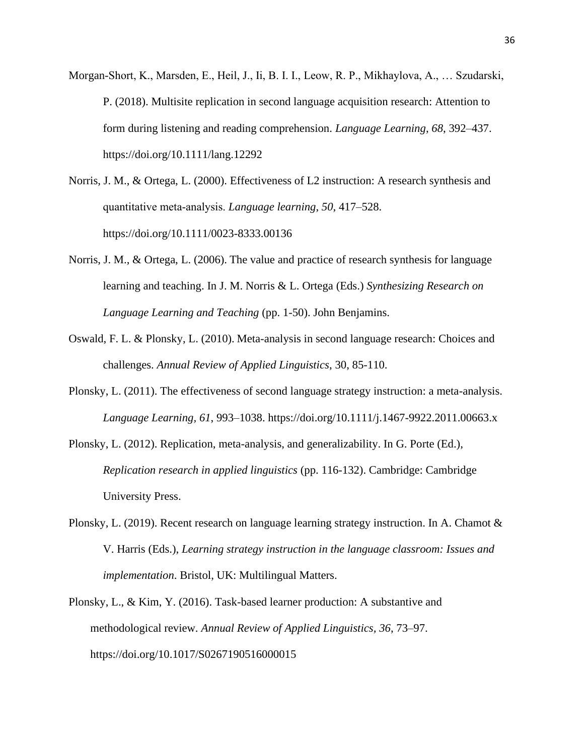Morgan-Short, K., Marsden, E., Heil, J., Ii, B. I. I., Leow, R. P., Mikhaylova, A., … Szudarski, P. (2018). Multisite replication in second language acquisition research: Attention to form during listening and reading comprehension. *Language Learning*, *68*, 392–437. https://doi.org/10.1111/lang.12292

Norris, J. M., & Ortega, L. (2000). Effectiveness of L2 instruction: A research synthesis and quantitative meta-analysis. *Language learning*, *50*, 417–528. https://doi.org/10.1111/0023-8333.00136

Norris, J. M., & Ortega, L. (2006). The value and practice of research synthesis for language learning and teaching. In J. M. Norris & L. Ortega (Eds.) *Synthesizing Research on Language Learning and Teaching* (pp. 1-50). John Benjamins.

Oswald, F. L. & Plonsky, L. (2010). Meta-analysis in second language research: Choices and challenges. *Annual Review of Applied Linguistics*, 30, 85-110.

Plonsky, L. (2011). The effectiveness of second language strategy instruction: a meta-analysis. *Language Learning, 61*, 993–1038. https://doi.org/10.1111/j.1467-9922.2011.00663.x

Plonsky, L. (2012). Replication, meta-analysis, and generalizability. In G. Porte (Ed.), *Replication research in applied linguistics* (pp. 116-132). Cambridge: Cambridge University Press.

Plonsky, L. (2019). Recent research on language learning strategy instruction. In A. Chamot & V. Harris (Eds.), *Learning strategy instruction in the language classroom: Issues and implementation*. Bristol, UK: Multilingual Matters.

Plonsky, L., & Kim, Y. (2016). Task-based learner production: A substantive and methodological review. *Annual Review of Applied Linguistics*, *36*, 73–97. https://doi.org/10.1017/S0267190516000015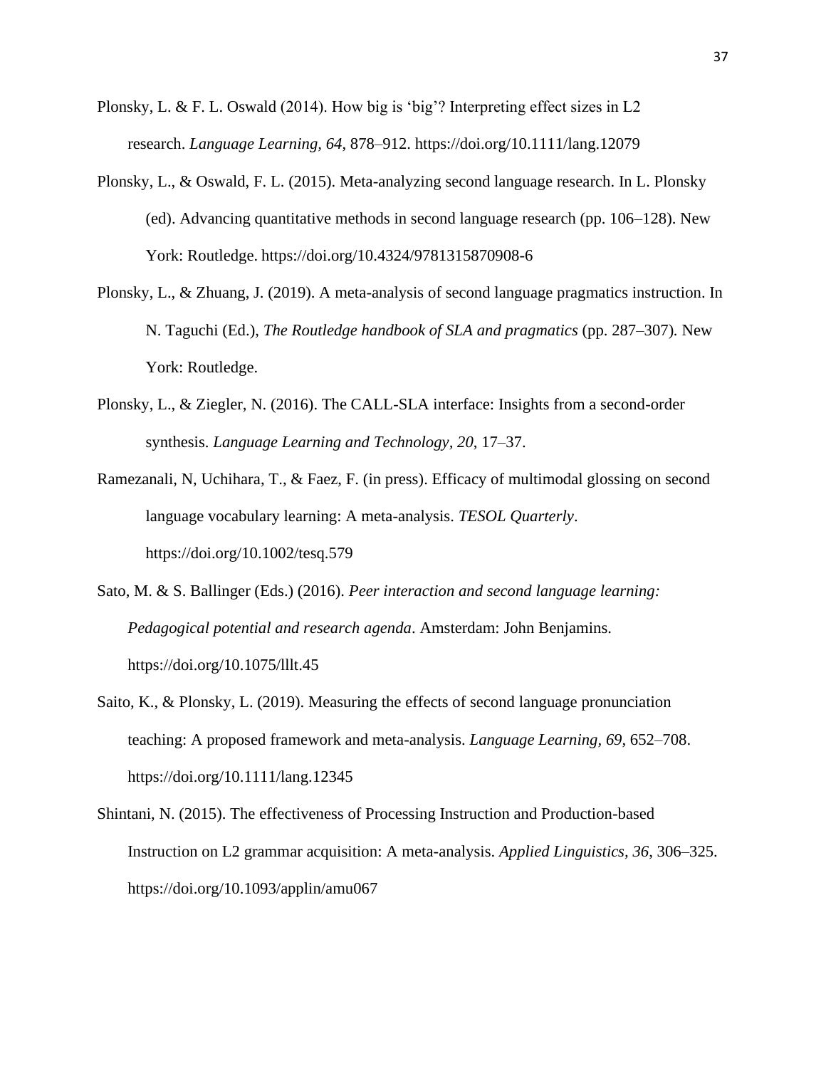Plonsky, L. & F. L. Oswald (2014). How big is 'big'? Interpreting effect sizes in L2 research. *Language Learning, 64*, 878–912. https://doi.org/10.1111/lang.12079

Plonsky, L., & Oswald, F. L. (2015). Meta-analyzing second language research. In L. Plonsky (ed). Advancing quantitative methods in second language research (pp. 106–128). New York: Routledge. https://doi.org/10.4324/9781315870908-6

Plonsky, L., & Zhuang, J. (2019). A meta-analysis of second language pragmatics instruction. In N. Taguchi (Ed.), *The Routledge handbook of SLA and pragmatics* (pp. 287–307). New York: Routledge.

Plonsky, L., & Ziegler, N. (2016). The CALL-SLA interface: Insights from a second-order synthesis. *Language Learning and Technology, 20*, 17–37.

Ramezanali, N, Uchihara, T., & Faez, F. (in press). Efficacy of multimodal glossing on second language vocabulary learning: A meta-analysis. *TESOL Quarterly*. https://doi.org/10.1002/tesq.579

Sato, M. & S. Ballinger (Eds.) (2016). *Peer interaction and second language learning: Pedagogical potential and research agenda*. Amsterdam: John Benjamins. https://doi.org/10.1075/lllt.45

Saito, K., & Plonsky, L. (2019). Measuring the effects of second language pronunciation teaching: A proposed framework and meta-analysis. *Language Learning, 69*, 652–708. https://doi.org/10.1111/lang.12345

Shintani, N. (2015). The effectiveness of Processing Instruction and Production-based Instruction on L2 grammar acquisition: A meta-analysis. *Applied Linguistics, 36*, 306–325. https://doi.org/10.1093/applin/amu067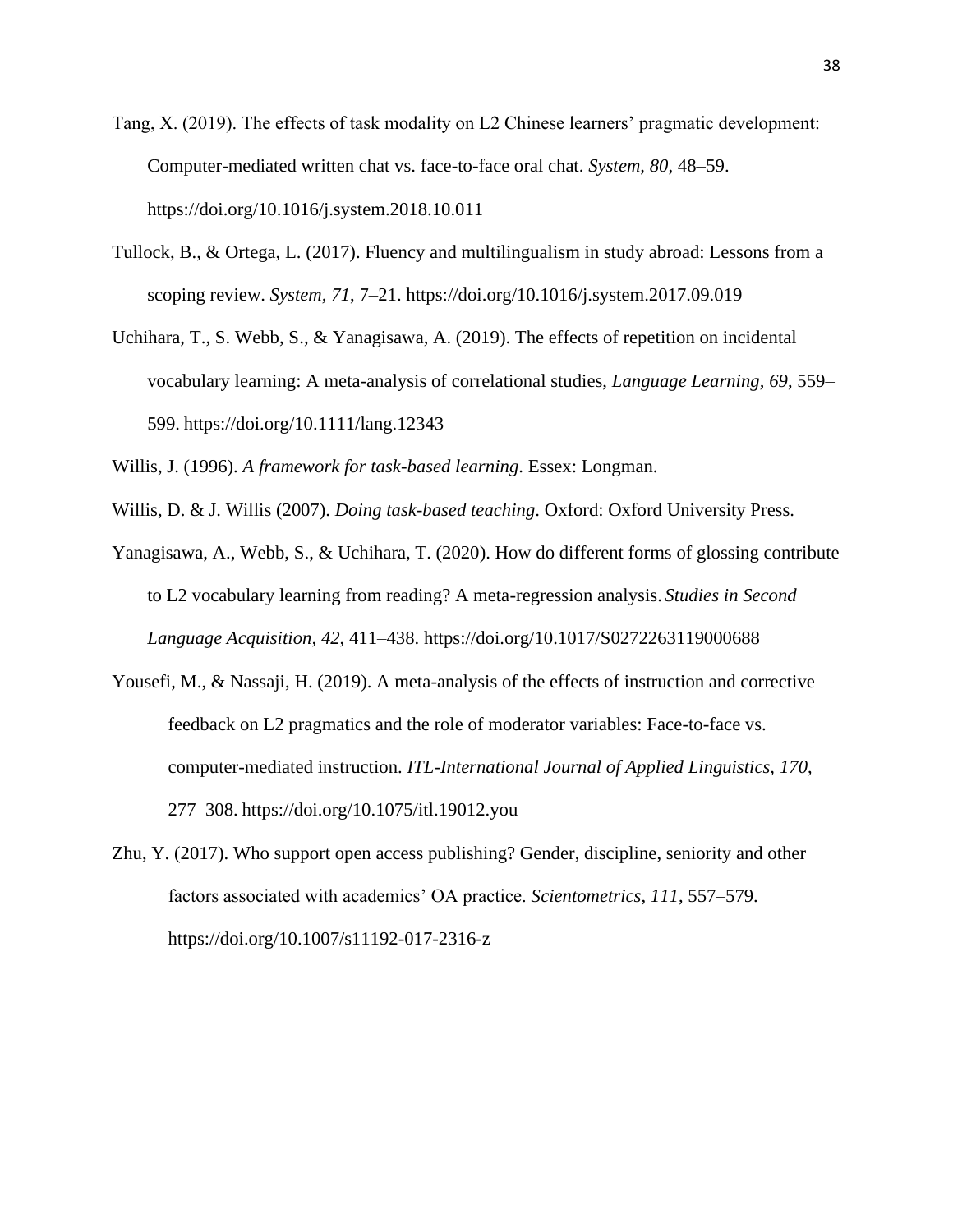Tang, X. (2019). The effects of task modality on L2 Chinese learners' pragmatic development: Computer-mediated written chat vs. face-to-face oral chat. *System, 80*, 48–59. https://doi.org/10.1016/j.system.2018.10.011

Tullock, B., & Ortega, L. (2017). Fluency and multilingualism in study abroad: Lessons from a scoping review. *System, 71*, 7–21. https://doi.org/10.1016/j.system.2017.09.019

Uchihara, T., S. Webb, S., & Yanagisawa, A. (2019). The effects of repetition on incidental vocabulary learning: A meta-analysis of correlational studies, *Language Learning, 69*, 559–599. https://doi.org/10.1111/lang.12343

Willis, J. (1996). *A framework for task-based learning*. Essex: Longman.

Willis, D. & J. Willis (2007). *Doing task-based teaching*. Oxford: Oxford University Press.

Yanagisawa, A., Webb, S., & Uchihara, T. (2020). How do different forms of glossing contribute to L2 vocabulary learning from reading? A meta-regression analysis. *Studies in Second Language Acquisition, 42,* 411–438. https://doi.org/10.1017/S0272263119000688

Yousefi, M., & Nassaji, H. (2019). A meta-analysis of the effects of instruction and corrective feedback on L2 pragmatics and the role of moderator variables: Face-to-face vs. computer-mediated instruction. *ITL-International Journal of Applied Linguistics, 170*, 277–308. https://doi.org/10.1075/itl.19012.you

Zhu, Y. (2017). Who support open access publishing? Gender, discipline, seniority and other factors associated with academics' OA practice. *Scientometrics*, *111*, 557–579. https://doi.org/10.1007/s11192-017-2316-z